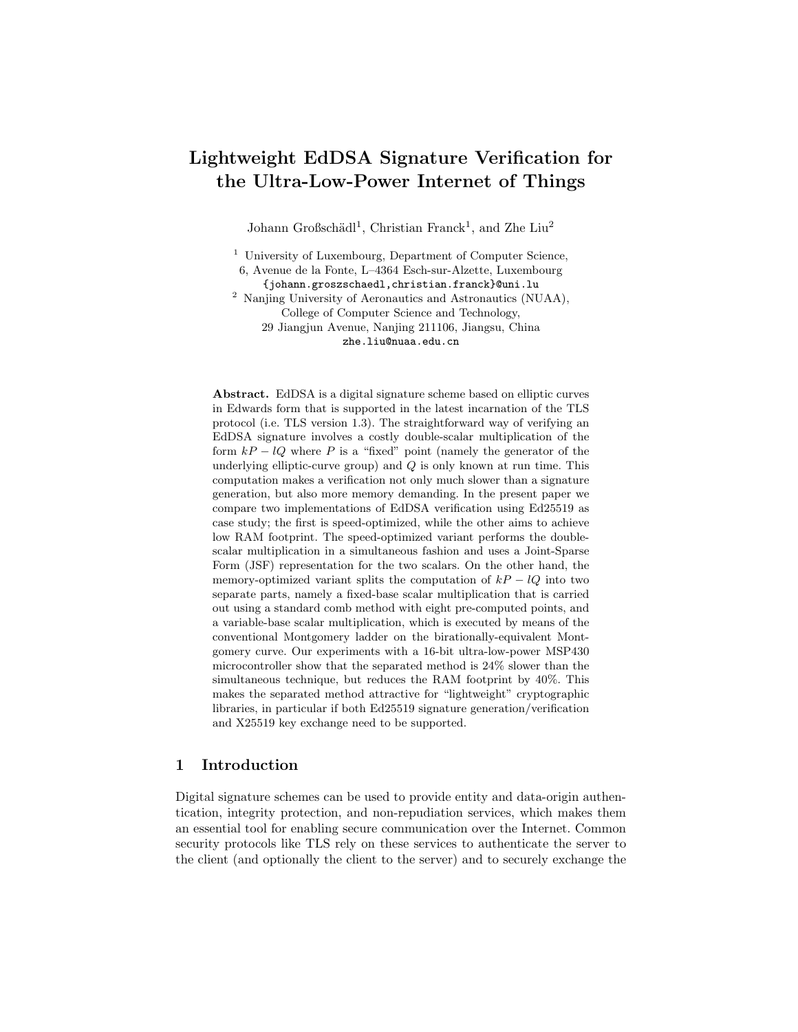# Lightweight EdDSA Signature Verification for the Ultra-Low-Power Internet of Things

Johann Großschädl[1], Christian Franck[1], and Zhe Liu[2]

[1] University of Luxembourg, Department of Computer Science, 6, Avenue de la Fonte, L–4364 Esch-sur-Alzette, Luxembourg
{johann.groszschaedl,christian.franck}@uni.lu

[2] Nanjing University of Aeronautics and Astronautics (NUAA), College of Computer Science and Technology, 29 Jiangjun Avenue, Nanjing 211106, Jiangsu, China
zhe.liu@nuaa.edu.cn

**Abstract.** EdDSA is a digital signature scheme based on elliptic curves in Edwards form that is supported in the latest incarnation of the TLS protocol (i.e. TLS version 1.3). The straightforward way of verifying an EdDSA signature involves a costly double-scalar multiplication of the form $kP - lQ$ where $P$ is a "fixed" point (namely the generator of the underlying elliptic-curve group) and $Q$ is only known at run time. This computation makes a verification not only much slower than a signature generation, but also more memory demanding. In the present paper we compare two implementations of EdDSA verification using Ed25519 as case study; the first is speed-optimized, while the other aims to achieve low RAM footprint. The speed-optimized variant performs the double-scalar multiplication in a simultaneous fashion and uses a Joint-Sparse Form (JSF) representation for the two scalars. On the other hand, the memory-optimized variant splits the computation of $kP - lQ$ into two separate parts, namely a fixed-base scalar multiplication that is carried out using a standard comb method with eight pre-computed points, and a variable-base scalar multiplication, which is executed by means of the conventional Montgomery ladder on the birationally-equivalent Montgomery curve. Our experiments with a 16-bit ultra-low-power MSP430 microcontroller show that the separated method is 24% slower than the simultaneous technique, but reduces the RAM footprint by 40%. This makes the separated method attractive for "lightweight" cryptographic libraries, in particular if both Ed25519 signature generation/verification and X25519 key exchange need to be supported.

## 1 Introduction

Digital signature schemes can be used to provide entity and data-origin authentication, integrity protection, and non-repudiation services, which makes them an essential tool for enabling secure communication over the Internet. Common security protocols like TLS rely on these services to authenticate the server to the client (and optionally the client to the server) and to securely exchange the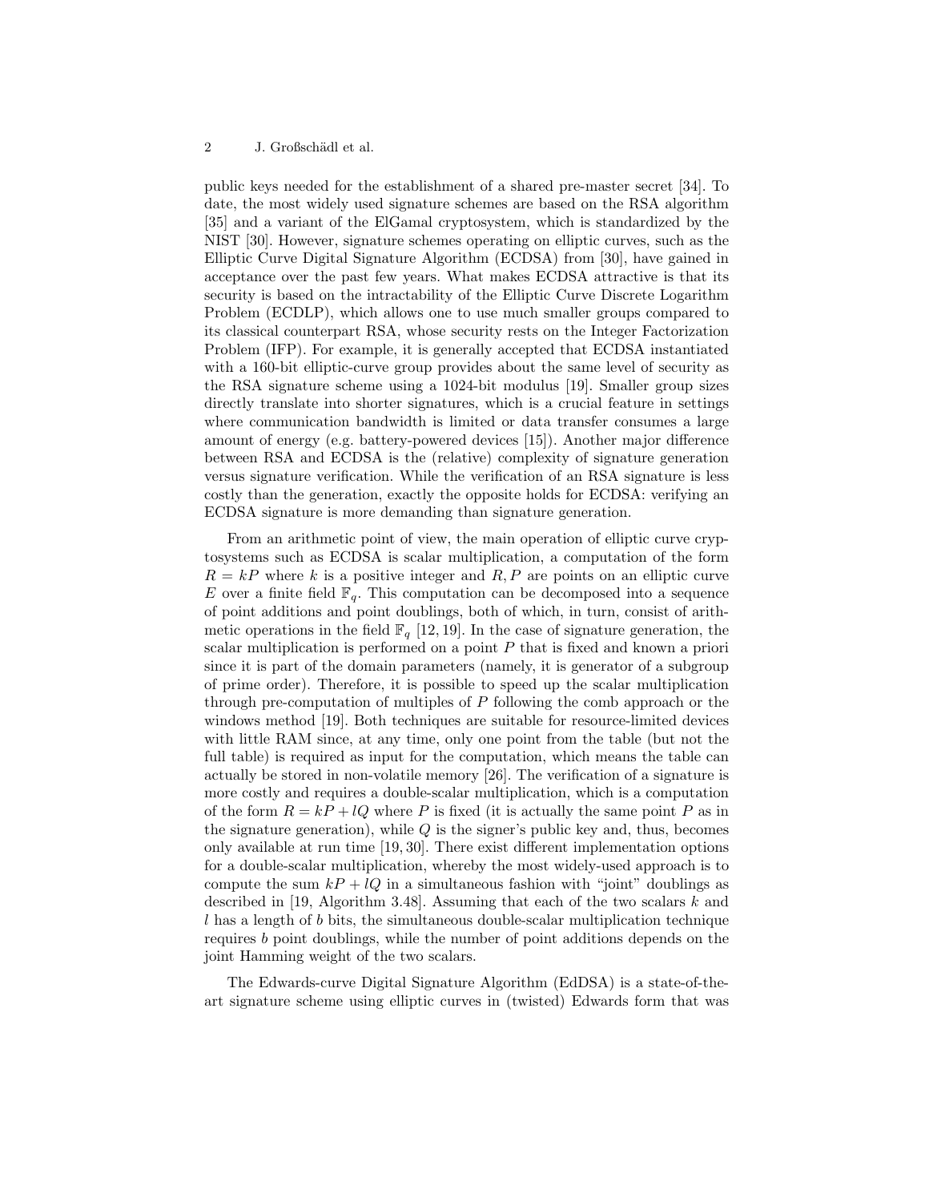public keys needed for the establishment of a shared pre-master secret [34]. To date, the most widely used signature schemes are based on the RSA algorithm [35] and a variant of the ElGamal cryptosystem, which is standardized by the NIST [30]. However, signature schemes operating on elliptic curves, such as the Elliptic Curve Digital Signature Algorithm (ECDSA) from [30], have gained in acceptance over the past few years. What makes ECDSA attractive is that its security is based on the intractability of the Elliptic Curve Discrete Logarithm Problem (ECDLP), which allows one to use much smaller groups compared to its classical counterpart RSA, whose security rests on the Integer Factorization Problem (IFP). For example, it is generally accepted that ECDSA instantiated with a 160-bit elliptic-curve group provides about the same level of security as the RSA signature scheme using a 1024-bit modulus [19]. Smaller group sizes directly translate into shorter signatures, which is a crucial feature in settings where communication bandwidth is limited or data transfer consumes a large amount of energy (e.g. battery-powered devices [15]). Another major difference between RSA and ECDSA is the (relative) complexity of signature generation versus signature verification. While the verification of an RSA signature is less costly than the generation, exactly the opposite holds for ECDSA: verifying an ECDSA signature is more demanding than signature generation.

From an arithmetic point of view, the main operation of elliptic curve cryptosystems such as ECDSA is scalar multiplication, a computation of the form $R = kP$ where $k$ is a positive integer and $R, P$ are points on an elliptic curve $E$ over a finite field $\mathbb{F}_q$. This computation can be decomposed into a sequence of point additions and point doublings, both of which, in turn, consist of arithmetic operations in the field $\mathbb{F}_q$ [12, 19]. In the case of signature generation, the scalar multiplication is performed on a point $P$ that is fixed and known a priori since it is part of the domain parameters (namely, it is generator of a subgroup of prime order). Therefore, it is possible to speed up the scalar multiplication through pre-computation of multiples of $P$ following the comb approach or the windows method [19]. Both techniques are suitable for resource-limited devices with little RAM since, at any time, only one point from the table (but not the full table) is required as input for the computation, which means the table can actually be stored in non-volatile memory [26]. The verification of a signature is more costly and requires a double-scalar multiplication, which is a computation of the form $R = kP + lQ$ where $P$ is fixed (it is actually the same point $P$ as in the signature generation), while $Q$ is the signer's public key and, thus, becomes only available at run time [19, 30]. There exist different implementation options for a double-scalar multiplication, whereby the most widely-used approach is to compute the sum $kP + lQ$ in a simultaneous fashion with "joint" doublings as described in [19, Algorithm 3.48]. Assuming that each of the two scalars $k$ and $l$ has a length of $b$ bits, the simultaneous double-scalar multiplication technique requires $b$ point doublings, while the number of point additions depends on the joint Hamming weight of the two scalars.

The Edwards-curve Digital Signature Algorithm (EdDSA) is a state-of-the-art signature scheme using elliptic curves in (twisted) Edwards form that was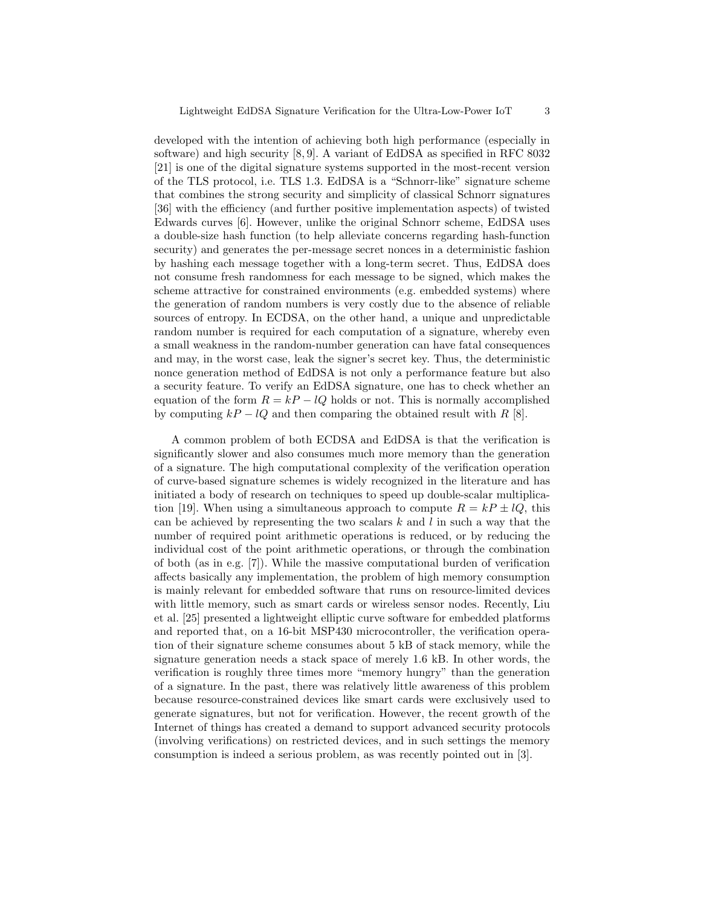developed with the intention of achieving both high performance (especially in software) and high security [8, 9]. A variant of EdDSA as specified in RFC 8032 [21] is one of the digital signature systems supported in the most-recent version of the TLS protocol, i.e. TLS 1.3. EdDSA is a "Schnorr-like" signature scheme that combines the strong security and simplicity of classical Schnorr signatures [36] with the efficiency (and further positive implementation aspects) of twisted Edwards curves [6]. However, unlike the original Schnorr scheme, EdDSA uses a double-size hash function (to help alleviate concerns regarding hash-function security) and generates the per-message secret nonces in a deterministic fashion by hashing each message together with a long-term secret. Thus, EdDSA does not consume fresh randomness for each message to be signed, which makes the scheme attractive for constrained environments (e.g. embedded systems) where the generation of random numbers is very costly due to the absence of reliable sources of entropy. In ECDSA, on the other hand, a unique and unpredictable random number is required for each computation of a signature, whereby even a small weakness in the random-number generation can have fatal consequences and may, in the worst case, leak the signer's secret key. Thus, the deterministic nonce generation method of EdDSA is not only a performance feature but also a security feature. To verify an EdDSA signature, one has to check whether an equation of the form $R = kP - lQ$ holds or not. This is normally accomplished by computing $kP - lQ$ and then comparing the obtained result with $R$ [8].

A common problem of both ECDSA and EdDSA is that the verification is significantly slower and also consumes much more memory than the generation of a signature. The high computational complexity of the verification operation of curve-based signature schemes is widely recognized in the literature and has initiated a body of research on techniques to speed up double-scalar multiplication [19]. When using a simultaneous approach to compute $R = kP \pm lQ$, this can be achieved by representing the two scalars $k$ and $l$ in such a way that the number of required point arithmetic operations is reduced, or by reducing the individual cost of the point arithmetic operations, or through the combination of both (as in e.g. [7]). While the massive computational burden of verification affects basically any implementation, the problem of high memory consumption is mainly relevant for embedded software that runs on resource-limited devices with little memory, such as smart cards or wireless sensor nodes. Recently, Liu et al. [25] presented a lightweight elliptic curve software for embedded platforms and reported that, on a 16-bit MSP430 microcontroller, the verification operation of their signature scheme consumes about 5 kB of stack memory, while the signature generation needs a stack space of merely 1.6 kB. In other words, the verification is roughly three times more "memory hungry" than the generation of a signature. In the past, there was relatively little awareness of this problem because resource-constrained devices like smart cards were exclusively used to generate signatures, but not for verification. However, the recent growth of the Internet of things has created a demand to support advanced security protocols (involving verifications) on restricted devices, and in such settings the memory consumption is indeed a serious problem, as was recently pointed out in [3].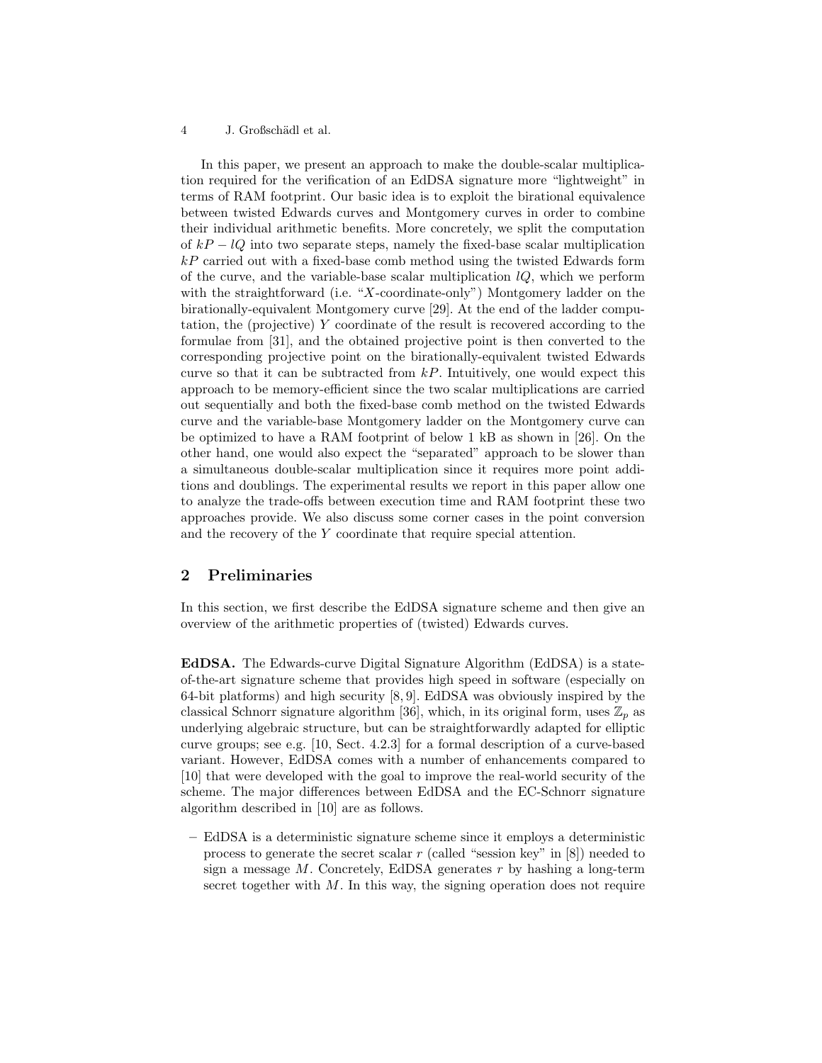In this paper, we present an approach to make the double-scalar multiplication required for the verification of an EdDSA signature more "lightweight" in terms of RAM footprint. Our basic idea is to exploit the birational equivalence between twisted Edwards curves and Montgomery curves in order to combine their individual arithmetic benefits. More concretely, we split the computation of $kP - lQ$ into two separate steps, namely the fixed-base scalar multiplication $kP$ carried out with a fixed-base comb method using the twisted Edwards form of the curve, and the variable-base scalar multiplication $lQ$, which we perform with the straightforward (i.e. "$X$-coordinate-only") Montgomery ladder on the birationally-equivalent Montgomery curve [29]. At the end of the ladder computation, the (projective) $Y$ coordinate of the result is recovered according to the formulae from [31], and the obtained projective point is then converted to the corresponding projective point on the birationally-equivalent twisted Edwards curve so that it can be subtracted from $kP$. Intuitively, one would expect this approach to be memory-efficient since the two scalar multiplications are carried out sequentially and both the fixed-base comb method on the twisted Edwards curve and the variable-base Montgomery ladder on the Montgomery curve can be optimized to have a RAM footprint of below 1 kB as shown in [26]. On the other hand, one would also expect the "separated" approach to be slower than a simultaneous double-scalar multiplication since it requires more point additions and doublings. The experimental results we report in this paper allow one to analyze the trade-offs between execution time and RAM footprint these two approaches provide. We also discuss some corner cases in the point conversion and the recovery of the $Y$ coordinate that require special attention.

## 2 Preliminaries

In this section, we first describe the EdDSA signature scheme and then give an overview of the arithmetic properties of (twisted) Edwards curves.

**EdDSA.** The Edwards-curve Digital Signature Algorithm (EdDSA) is a state-of-the-art signature scheme that provides high speed in software (especially on 64-bit platforms) and high security [8, 9]. EdDSA was obviously inspired by the classical Schnorr signature algorithm [36], which, in its original form, uses $\mathbb{Z}_p$ as underlying algebraic structure, but can be straightforwardly adapted for elliptic curve groups; see e.g. [10, Sect. 4.2.3] for a formal description of a curve-based variant. However, EdDSA comes with a number of enhancements compared to [10] that were developed with the goal to improve the real-world security of the scheme. The major differences between EdDSA and the EC-Schnorr signature algorithm described in [10] are as follows.

– EdDSA is a deterministic signature scheme since it employs a deterministic process to generate the secret scalar $r$ (called "session key" in [8]) needed to sign a message $M$. Concretely, EdDSA generates $r$ by hashing a long-term secret together with $M$. In this way, the signing operation does not require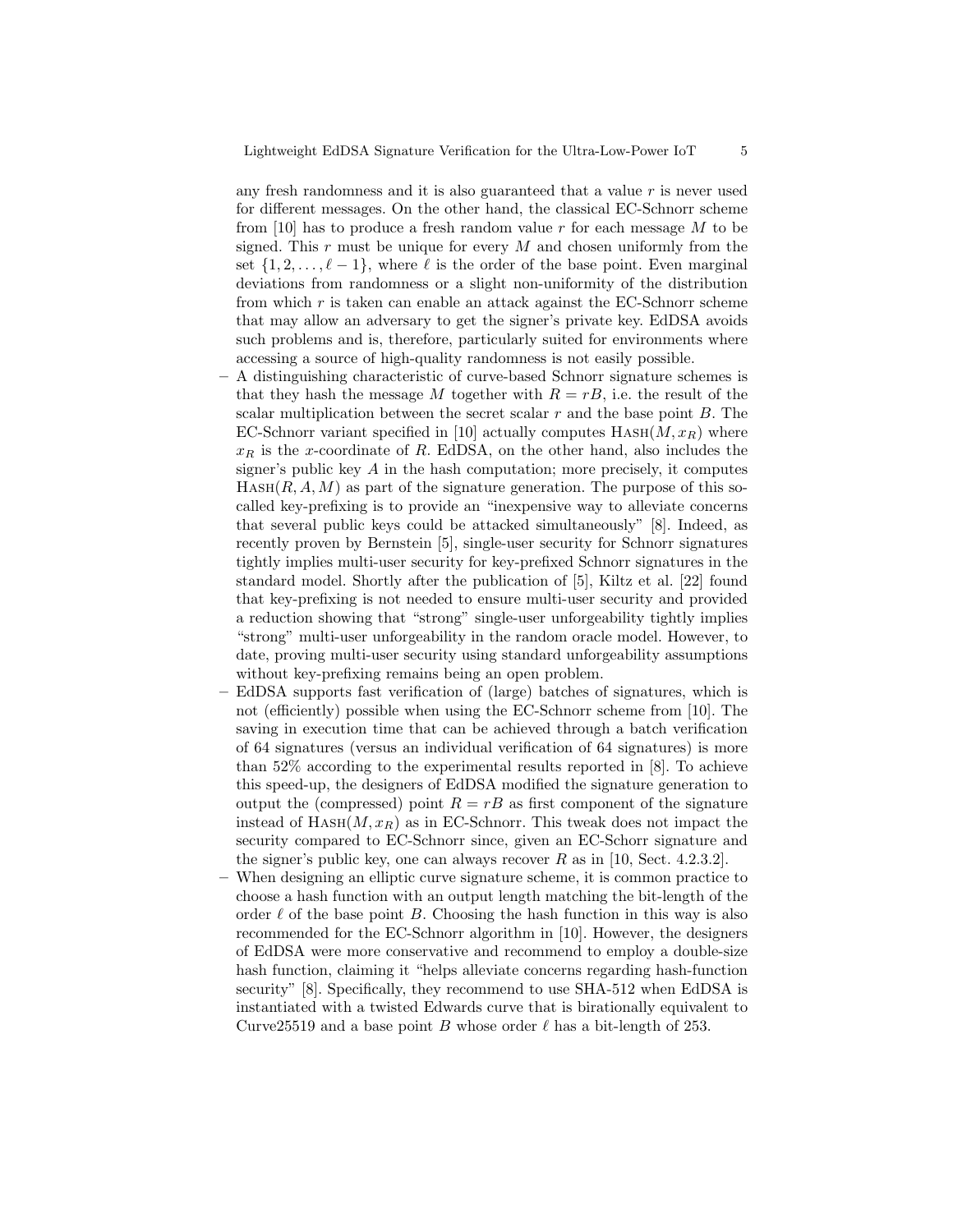any fresh randomness and it is also guaranteed that a value $r$ is never used for different messages. On the other hand, the classical EC-Schnorr scheme from [10] has to produce a fresh random value $r$ for each message $M$ to be signed. This $r$ must be unique for every $M$ and chosen uniformly from the set $\{1, 2, \ldots, \ell - 1\}$, where $\ell$ is the order of the base point. Even marginal deviations from randomness or a slight non-uniformity of the distribution from which $r$ is taken can enable an attack against the EC-Schnorr scheme that may allow an adversary to get the signer's private key. EdDSA avoids such problems and is, therefore, particularly suited for environments where accessing a source of high-quality randomness is not easily possible.

- A distinguishing characteristic of curve-based Schnorr signature schemes is that they hash the message $M$ together with $R = rB$, i.e. the result of the scalar multiplication between the secret scalar $r$ and the base point $B$. The EC-Schnorr variant specified in [10] actually computes $\textsc{Hash}(M, x_R)$ where $x_R$ is the $x$-coordinate of $R$. EdDSA, on the other hand, also includes the signer's public key $A$ in the hash computation; more precisely, it computes $\textsc{Hash}(R, A, M)$ as part of the signature generation. The purpose of this so-called key-prefixing is to provide an "inexpensive way to alleviate concerns that several public keys could be attacked simultaneously" [8]. Indeed, as recently proven by Bernstein [5], single-user security for Schnorr signatures tightly implies multi-user security for key-prefixed Schnorr signatures in the standard model. Shortly after the publication of [5], Kiltz et al. [22] found that key-prefixing is not needed to ensure multi-user security and provided a reduction showing that "strong" single-user unforgeability tightly implies "strong" multi-user unforgeability in the random oracle model. However, to date, proving multi-user security using standard unforgeability assumptions without key-prefixing remains being an open problem.
- EdDSA supports fast verification of (large) batches of signatures, which is not (efficiently) possible when using the EC-Schnorr scheme from [10]. The saving in execution time that can be achieved through a batch verification of 64 signatures (versus an individual verification of 64 signatures) is more than 52% according to the experimental results reported in [8]. To achieve this speed-up, the designers of EdDSA modified the signature generation to output the (compressed) point $R = rB$ as first component of the signature instead of $\textsc{Hash}(M, x_R)$ as in EC-Schnorr. This tweak does not impact the security compared to EC-Schnorr since, given an EC-Schorr signature and the signer's public key, one can always recover $R$ as in [10, Sect. 4.2.3.2].
- When designing an elliptic curve signature scheme, it is common practice to choose a hash function with an output length matching the bit-length of the order $\ell$ of the base point $B$. Choosing the hash function in this way is also recommended for the EC-Schnorr algorithm in [10]. However, the designers of EdDSA were more conservative and recommend to employ a double-size hash function, claiming it "helps alleviate concerns regarding hash-function security" [8]. Specifically, they recommend to use SHA-512 when EdDSA is instantiated with a twisted Edwards curve that is birationally equivalent to Curve25519 and a base point $B$ whose order $\ell$ has a bit-length of 253.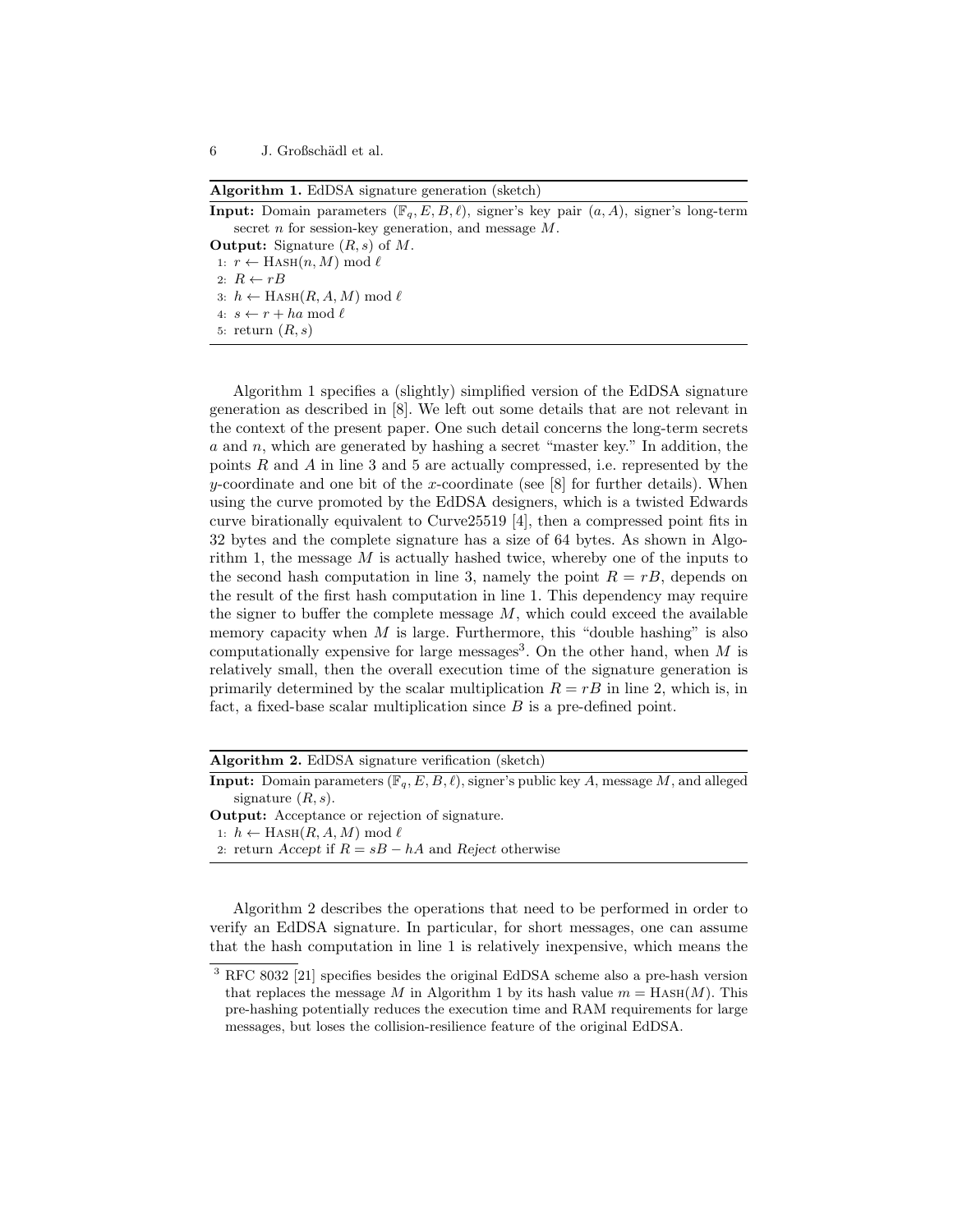**Algorithm 1.** EdDSA signature generation (sketch)

**Input:** Domain parameters $(\mathbb{F}_q, E, B, \ell)$, signer's key pair $(a, A)$, signer's long-term secret $n$ for session-key generation, and message $M$.

**Output:** Signature $(R, s)$ of $M$.

1: $r \leftarrow \textsc{Hash}(n, M) \bmod \ell$
2: $R \leftarrow rB$
3: $h \leftarrow \textsc{Hash}(R, A, M) \bmod \ell$
4: $s \leftarrow r + ha \bmod \ell$
5: return $(R, s)$

Algorithm 1 specifies a (slightly) simplified version of the EdDSA signature generation as described in [8]. We left out some details that are not relevant in the context of the present paper. One such detail concerns the long-term secrets $a$ and $n$, which are generated by hashing a secret "master key." In addition, the points $R$ and $A$ in line 3 and 5 are actually compressed, i.e. represented by the $y$-coordinate and one bit of the $x$-coordinate (see [8] for further details). When using the curve promoted by the EdDSA designers, which is a twisted Edwards curve birationally equivalent to Curve25519 [4], then a compressed point fits in 32 bytes and the complete signature has a size of 64 bytes. As shown in Algorithm 1, the message $M$ is actually hashed twice, whereby one of the inputs to the second hash computation in line 3, namely the point $R = rB$, depends on the result of the first hash computation in line 1. This dependency may require the signer to buffer the complete message $M$, which could exceed the available memory capacity when $M$ is large. Furthermore, this "double hashing" is also computationally expensive for large messages[3]. On the other hand, when $M$ is relatively small, then the overall execution time of the signature generation is primarily determined by the scalar multiplication $R = rB$ in line 2, which is, in fact, a fixed-base scalar multiplication since $B$ is a pre-defined point.

**Algorithm 2.** EdDSA signature verification (sketch)

**Input:** Domain parameters $(\mathbb{F}_q, E, B, \ell)$, signer's public key $A$, message $M$, and alleged signature $(R, s)$.

**Output:** Acceptance or rejection of signature.

1: $h \leftarrow \textsc{Hash}(R, A, M) \bmod \ell$
2: return *Accept* if $R = sB - hA$ and *Reject* otherwise

Algorithm 2 describes the operations that need to be performed in order to verify an EdDSA signature. In particular, for short messages, one can assume that the hash computation in line 1 is relatively inexpensive, which means the

[3] RFC 8032 [21] specifies besides the original EdDSA scheme also a pre-hash version that replaces the message $M$ in Algorithm 1 by its hash value $m = \textsc{Hash}(M)$. This pre-hashing potentially reduces the execution time and RAM requirements for large messages, but loses the collision-resilience feature of the original EdDSA.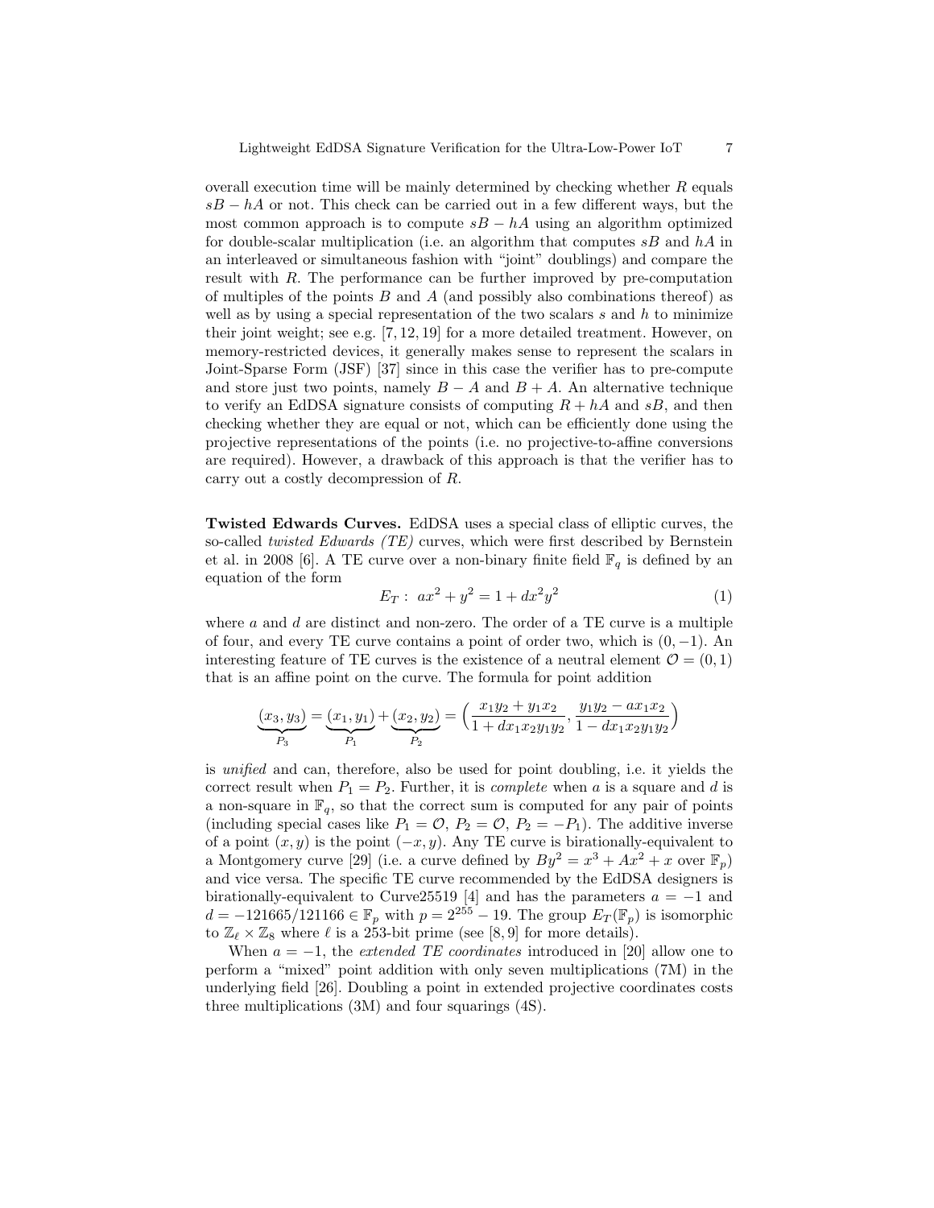overall execution time will be mainly determined by checking whether $R$ equals $sB - hA$ or not. This check can be carried out in a few different ways, but the most common approach is to compute $sB - hA$ using an algorithm optimized for double-scalar multiplication (i.e. an algorithm that computes $sB$ and $hA$ in an interleaved or simultaneous fashion with "joint" doublings) and compare the result with $R$. The performance can be further improved by pre-computation of multiples of the points $B$ and $A$ (and possibly also combinations thereof) as well as by using a special representation of the two scalars $s$ and $h$ to minimize their joint weight; see e.g. [7, 12, 19] for a more detailed treatment. However, on memory-restricted devices, it generally makes sense to represent the scalars in Joint-Sparse Form (JSF) [37] since in this case the verifier has to pre-compute and store just two points, namely $B - A$ and $B + A$. An alternative technique to verify an EdDSA signature consists of computing $R + hA$ and $sB$, and then checking whether they are equal or not, which can be efficiently done using the projective representations of the points (i.e. no projective-to-affine conversions are required). However, a drawback of this approach is that the verifier has to carry out a costly decompression of $R$.

**Twisted Edwards Curves.** EdDSA uses a special class of elliptic curves, the so-called *twisted Edwards (TE)* curves, which were first described by Bernstein et al. in 2008 [6]. A TE curve over a non-binary finite field $\mathbb{F}_q$ is defined by an equation of the form

$$E_T: \; ax^2 + y^2 = 1 + dx^2y^2 \tag{1}$$

where $a$ and $d$ are distinct and non-zero. The order of a TE curve is a multiple of four, and every TE curve contains a point of order two, which is $(0, -1)$. An interesting feature of TE curves is the existence of a neutral element $\mathcal{O} = (0, 1)$ that is an affine point on the curve. The formula for point addition

$$\underbrace{(x_3, y_3)}_{P_3} = \underbrace{(x_1, y_1)}_{P_1} + \underbrace{(x_2, y_2)}_{P_2} = \Big( \frac{x_1y_2 + y_1x_2}{1 + dx_1x_2y_1y_2}, \frac{y_1y_2 - ax_1x_2}{1 - dx_1x_2y_1y_2} \Big)$$

is *unified* and can, therefore, also be used for point doubling, i.e. it yields the correct result when $P_1 = P_2$. Further, it is *complete* when $a$ is a square and $d$ is a non-square in $\mathbb{F}_q$, so that the correct sum is computed for any pair of points (including special cases like $P_1 = \mathcal{O}$, $P_2 = \mathcal{O}$, $P_2 = -P_1$). The additive inverse of a point $(x, y)$ is the point $(-x, y)$. Any TE curve is birationally-equivalent to a Montgomery curve [29] (i.e. a curve defined by $By^2 = x^3 + Ax^2 + x$ over $\mathbb{F}_p$) and vice versa. The specific TE curve recommended by the EdDSA designers is birationally-equivalent to Curve25519 [4] and has the parameters $a = -1$ and $d = -121665/121166 \in \mathbb{F}_p$ with $p = 2^{255} - 19$. The group $E_T(\mathbb{F}_p)$ is isomorphic to $\mathbb{Z}_\ell \times \mathbb{Z}_8$ where $\ell$ is a 253-bit prime (see [8, 9] for more details).

When $a = -1$, the *extended TE coordinates* introduced in [20] allow one to perform a "mixed" point addition with only seven multiplications (7M) in the underlying field [26]. Doubling a point in extended projective coordinates costs three multiplications (3M) and four squarings (4S).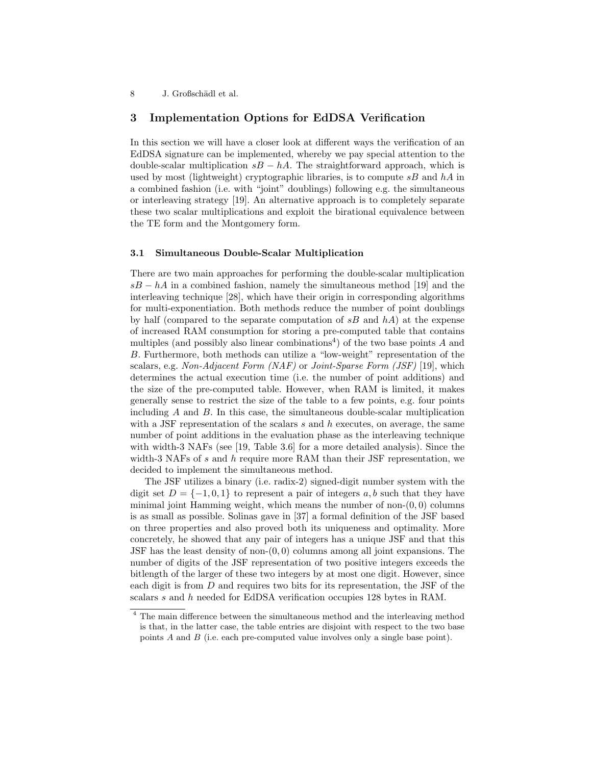## 3 Implementation Options for EdDSA Verification

In this section we will have a closer look at different ways the verification of an EdDSA signature can be implemented, whereby we pay special attention to the double-scalar multiplication $sB - hA$. The straightforward approach, which is used by most (lightweight) cryptographic libraries, is to compute $sB$ and $hA$ in a combined fashion (i.e. with "joint" doublings) following e.g. the simultaneous or interleaving strategy [19]. An alternative approach is to completely separate these two scalar multiplications and exploit the birational equivalence between the TE form and the Montgomery form.

### 3.1 Simultaneous Double-Scalar Multiplication

There are two main approaches for performing the double-scalar multiplication $sB - hA$ in a combined fashion, namely the simultaneous method [19] and the interleaving technique [28], which have their origin in corresponding algorithms for multi-exponentiation. Both methods reduce the number of point doublings by half (compared to the separate computation of $sB$ and $hA$) at the expense of increased RAM consumption for storing a pre-computed table that contains multiples (and possibly also linear combinations[4]) of the two base points $A$ and $B$. Furthermore, both methods can utilize a "low-weight" representation of the scalars, e.g. *Non-Adjacent Form (NAF)* or *Joint-Sparse Form (JSF)* [19], which determines the actual execution time (i.e. the number of point additions) and the size of the pre-computed table. However, when RAM is limited, it makes generally sense to restrict the size of the table to a few points, e.g. four points including $A$ and $B$. In this case, the simultaneous double-scalar multiplication with a JSF representation of the scalars $s$ and $h$ executes, on average, the same number of point additions in the evaluation phase as the interleaving technique with width-3 NAFs (see [19, Table 3.6] for a more detailed analysis). Since the width-3 NAFs of $s$ and $h$ require more RAM than their JSF representation, we decided to implement the simultaneous method.

The JSF utilizes a binary (i.e. radix-2) signed-digit number system with the digit set $D = \{-1, 0, 1\}$ to represent a pair of integers $a, b$ such that they have minimal joint Hamming weight, which means the number of non-$(0,0)$ columns is as small as possible. Solinas gave in [37] a formal definition of the JSF based on three properties and also proved both its uniqueness and optimality. More concretely, he showed that any pair of integers has a unique JSF and that this JSF has the least density of non-$(0,0)$ columns among all joint expansions. The number of digits of the JSF representation of two positive integers exceeds the bitlength of the larger of these two integers by at most one digit. However, since each digit is from $D$ and requires two bits for its representation, the JSF of the scalars $s$ and $h$ needed for EdDSA verification occupies 128 bytes in RAM.

[4] The main difference between the simultaneous method and the interleaving method is that, in the latter case, the table entries are disjoint with respect to the two base points $A$ and $B$ (i.e. each pre-computed value involves only a single base point).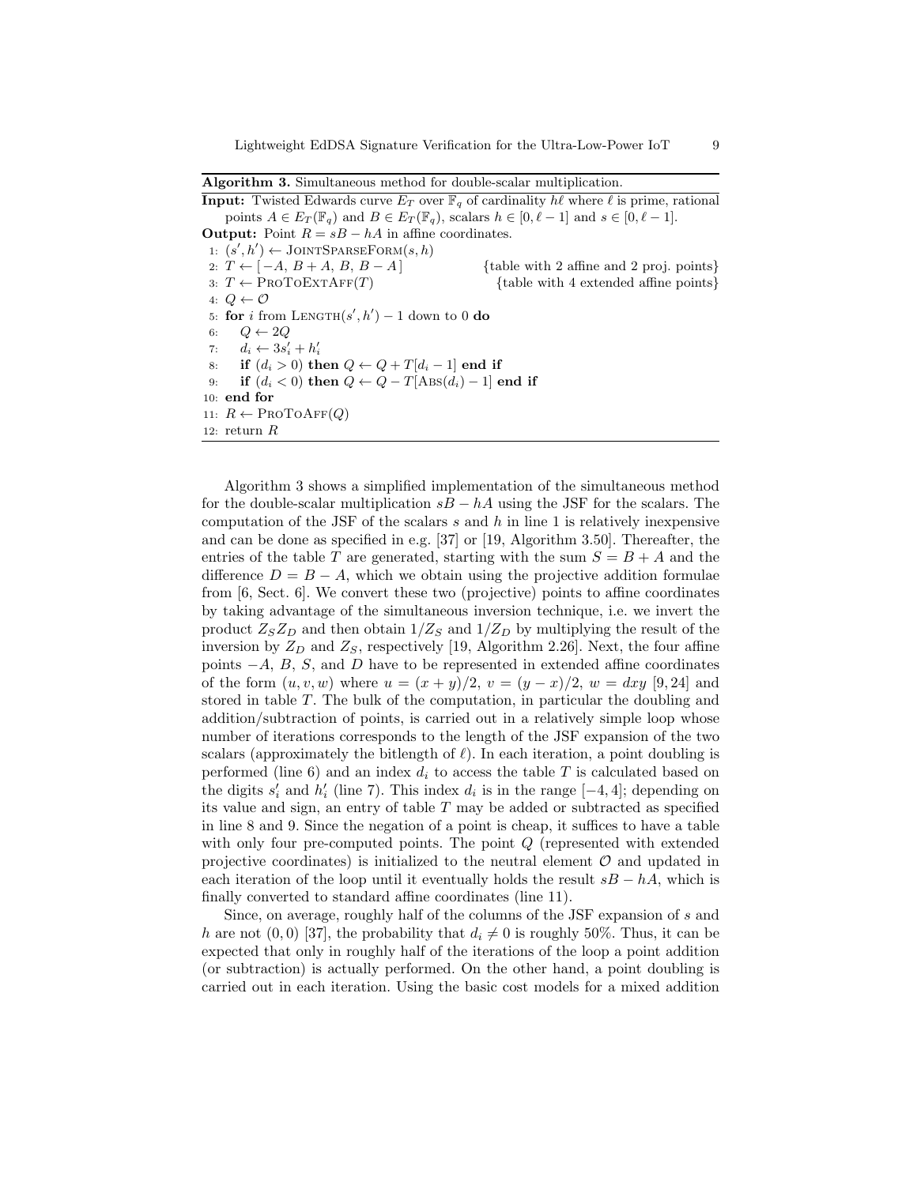**Algorithm 3.** Simultaneous method for double-scalar multiplication.

**Input:** Twisted Edwards curve $E_T$ over $\mathbb{F}_q$ of cardinality $h\ell$ where $\ell$ is prime, rational points $A \in E_T(\mathbb{F}_q)$ and $B \in E_T(\mathbb{F}_q)$, scalars $h \in [0, \ell - 1]$ and $s \in [0, \ell - 1]$.
**Output:** Point $R = sB - hA$ in affine coordinates.

```
1:  (s', h') ← JointSparseForm(s, h)
2:  T ← [ −A, B + A, B, B − A ]          {table with 2 affine and 2 proj. points}
3:  T ← ProToExtAff(T)                   {table with 4 extended affine points}
4:  Q ← O
5:  for i from Length(s', h') − 1 down to 0 do
6:      Q ← 2Q
7:      d_i ← 3s'_i + h'_i
8:      if (d_i > 0) then Q ← Q + T[d_i − 1] end if
9:      if (d_i < 0) then Q ← Q − T[Abs(d_i) − 1] end if
10: end for
11: R ← ProToAff(Q)
12: return R
```

Algorithm 3 shows a simplified implementation of the simultaneous method for the double-scalar multiplication $sB - hA$ using the JSF for the scalars. The computation of the JSF of the scalars $s$ and $h$ in line 1 is relatively inexpensive and can be done as specified in e.g. [37] or [19, Algorithm 3.50]. Thereafter, the entries of the table $T$ are generated, starting with the sum $S = B + A$ and the difference $D = B - A$, which we obtain using the projective addition formulae from [6, Sect. 6]. We convert these two (projective) points to affine coordinates by taking advantage of the simultaneous inversion technique, i.e. we invert the product $Z_S Z_D$ and then obtain $1/Z_S$ and $1/Z_D$ by multiplying the result of the inversion by $Z_D$ and $Z_S$, respectively [19, Algorithm 2.26]. Next, the four affine points $-A$, $B$, $S$, and $D$ have to be represented in extended affine coordinates of the form $(u, v, w)$ where $u = (x + y)/2$, $v = (y - x)/2$, $w = dxy$ [9,24] and stored in table $T$. The bulk of the computation, in particular the doubling and addition/subtraction of points, is carried out in a relatively simple loop whose number of iterations corresponds to the length of the JSF expansion of the two scalars (approximately the bitlength of $\ell$). In each iteration, a point doubling is performed (line 6) and an index $d_i$ to access the table $T$ is calculated based on the digits $s'_i$ and $h'_i$ (line 7). This index $d_i$ is in the range $[-4, 4]$; depending on its value and sign, an entry of table $T$ may be added or subtracted as specified in line 8 and 9. Since the negation of a point is cheap, it suffices to have a table with only four pre-computed points. The point $Q$ (represented with extended projective coordinates) is initialized to the neutral element $\mathcal{O}$ and updated in each iteration of the loop until it eventually holds the result $sB - hA$, which is finally converted to standard affine coordinates (line 11).

Since, on average, roughly half of the columns of the JSF expansion of $s$ and $h$ are not $(0, 0)$ [37], the probability that $d_i \neq 0$ is roughly 50%. Thus, it can be expected that only in roughly half of the iterations of the loop a point addition (or subtraction) is actually performed. On the other hand, a point doubling is carried out in each iteration. Using the basic cost models for a mixed addition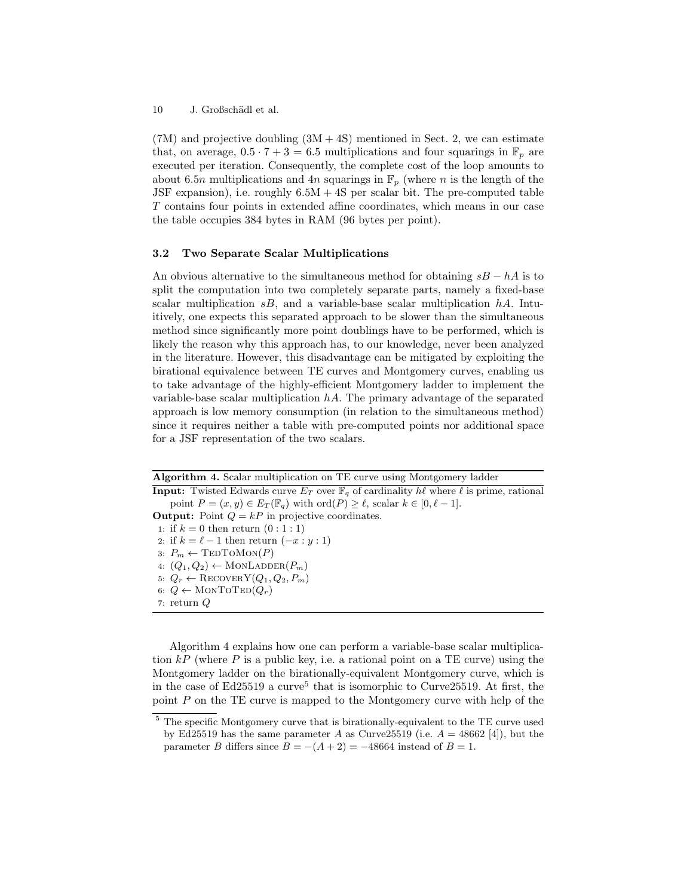(7M) and projective doubling (3M + 4S) mentioned in Sect. 2, we can estimate that, on average, $0.5 \cdot 7 + 3 = 6.5$ multiplications and four squarings in $\mathbb{F}_p$ are executed per iteration. Consequently, the complete cost of the loop amounts to about $6.5n$ multiplications and $4n$ squarings in $\mathbb{F}_p$ (where $n$ is the length of the JSF expansion), i.e. roughly 6.5M + 4S per scalar bit. The pre-computed table $T$ contains four points in extended affine coordinates, which means in our case the table occupies 384 bytes in RAM (96 bytes per point).

### 3.2 Two Separate Scalar Multiplications

An obvious alternative to the simultaneous method for obtaining $sB - hA$ is to split the computation into two completely separate parts, namely a fixed-base scalar multiplication $sB$, and a variable-base scalar multiplication $hA$. Intuitively, one expects this separated approach to be slower than the simultaneous method since significantly more point doublings have to be performed, which is likely the reason why this approach has, to our knowledge, never been analyzed in the literature. However, this disadvantage can be mitigated by exploiting the birational equivalence between TE curves and Montgomery curves, enabling us to take advantage of the highly-efficient Montgomery ladder to implement the variable-base scalar multiplication $hA$. The primary advantage of the separated approach is low memory consumption (in relation to the simultaneous method) since it requires neither a table with pre-computed points nor additional space for a JSF representation of the two scalars.

**Algorithm 4.** Scalar multiplication on TE curve using Montgomery ladder

**Input:** Twisted Edwards curve $E_T$ over $\mathbb{F}_q$ of cardinality $h\ell$ where $\ell$ is prime, rational point $P = (x, y) \in E_T(\mathbb{F}_q)$ with $\mathrm{ord}(P) \geq \ell$, scalar $k \in [0, \ell - 1]$.

**Output:** Point $Q = kP$ in projective coordinates.

1: if $k = 0$ then return $(0 : 1 : 1)$
2: if $k = \ell - 1$ then return $(-x : y : 1)$
3: $P_m \leftarrow \textsc{TedToMon}(P)$
4: $(Q_1, Q_2) \leftarrow \textsc{MonLadder}(P_m)$
5: $Q_r \leftarrow \textsc{RecoverY}(Q_1, Q_2, P_m)$
6: $Q \leftarrow \textsc{MonToTed}(Q_r)$
7: return $Q$

Algorithm 4 explains how one can perform a variable-base scalar multiplication $kP$ (where $P$ is a public key, i.e. a rational point on a TE curve) using the Montgomery ladder on the birationally-equivalent Montgomery curve, which is in the case of Ed25519 a curve[5] that is isomorphic to Curve25519. At first, the point $P$ on the TE curve is mapped to the Montgomery curve with help of the

[5] The specific Montgomery curve that is birationally-equivalent to the TE curve used by Ed25519 has the same parameter $A$ as Curve25519 (i.e. $A = 48662$ [4]), but the parameter $B$ differs since $B = -(A + 2) = -48664$ instead of $B = 1$.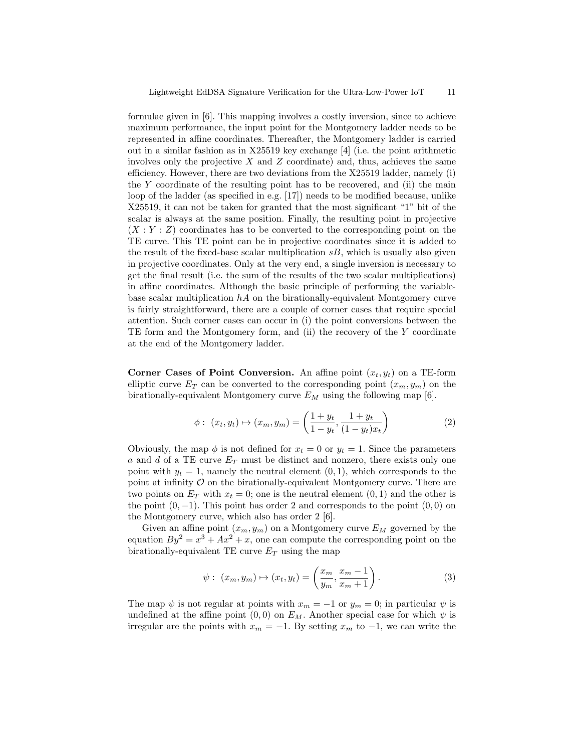formulae given in [6]. This mapping involves a costly inversion, since to achieve maximum performance, the input point for the Montgomery ladder needs to be represented in affine coordinates. Thereafter, the Montgomery ladder is carried out in a similar fashion as in X25519 key exchange [4] (i.e. the point arithmetic involves only the projective $X$ and $Z$ coordinate) and, thus, achieves the same efficiency. However, there are two deviations from the X25519 ladder, namely (i) the $Y$ coordinate of the resulting point has to be recovered, and (ii) the main loop of the ladder (as specified in e.g. [17]) needs to be modified because, unlike X25519, it can not be taken for granted that the most significant "1" bit of the scalar is always at the same position. Finally, the resulting point in projective $(X : Y : Z)$ coordinates has to be converted to the corresponding point on the TE curve. This TE point can be in projective coordinates since it is added to the result of the fixed-base scalar multiplication $sB$, which is usually also given in projective coordinates. Only at the very end, a single inversion is necessary to get the final result (i.e. the sum of the results of the two scalar multiplications) in affine coordinates. Although the basic principle of performing the variable-base scalar multiplication $hA$ on the birationally-equivalent Montgomery curve is fairly straightforward, there are a couple of corner cases that require special attention. Such corner cases can occur in (i) the point conversions between the TE form and the Montgomery form, and (ii) the recovery of the $Y$ coordinate at the end of the Montgomery ladder.

**Corner Cases of Point Conversion.** An affine point $(x_t, y_t)$ on a TE-form elliptic curve $E_T$ can be converted to the corresponding point $(x_m, y_m)$ on the birationally-equivalent Montgomery curve $E_M$ using the following map [6].

$$\phi : \; (x_t, y_t) \mapsto (x_m, y_m) = \left( \frac{1 + y_t}{1 - y_t}, \frac{1 + y_t}{(1 - y_t)x_t} \right) \tag{2}$$

Obviously, the map $\phi$ is not defined for $x_t = 0$ or $y_t = 1$. Since the parameters $a$ and $d$ of a TE curve $E_T$ must be distinct and nonzero, there exists only one point with $y_t = 1$, namely the neutral element $(0, 1)$, which corresponds to the point at infinity $\mathcal{O}$ on the birationally-equivalent Montgomery curve. There are two points on $E_T$ with $x_t = 0$; one is the neutral element $(0, 1)$ and the other is the point $(0, -1)$. This point has order 2 and corresponds to the point $(0, 0)$ on the Montgomery curve, which also has order 2 [6].

Given an affine point $(x_m, y_m)$ on a Montgomery curve $E_M$ governed by the equation $By^2 = x^3 + Ax^2 + x$, one can compute the corresponding point on the birationally-equivalent TE curve $E_T$ using the map

$$\psi : \; (x_m, y_m) \mapsto (x_t, y_t) = \left( \frac{x_m}{y_m}, \frac{x_m - 1}{x_m + 1} \right). \tag{3}$$

The map $\psi$ is not regular at points with $x_m = -1$ or $y_m = 0$; in particular $\psi$ is undefined at the affine point $(0, 0)$ on $E_M$. Another special case for which $\psi$ is irregular are the points with $x_m = -1$. By setting $x_m$ to $-1$, we can write the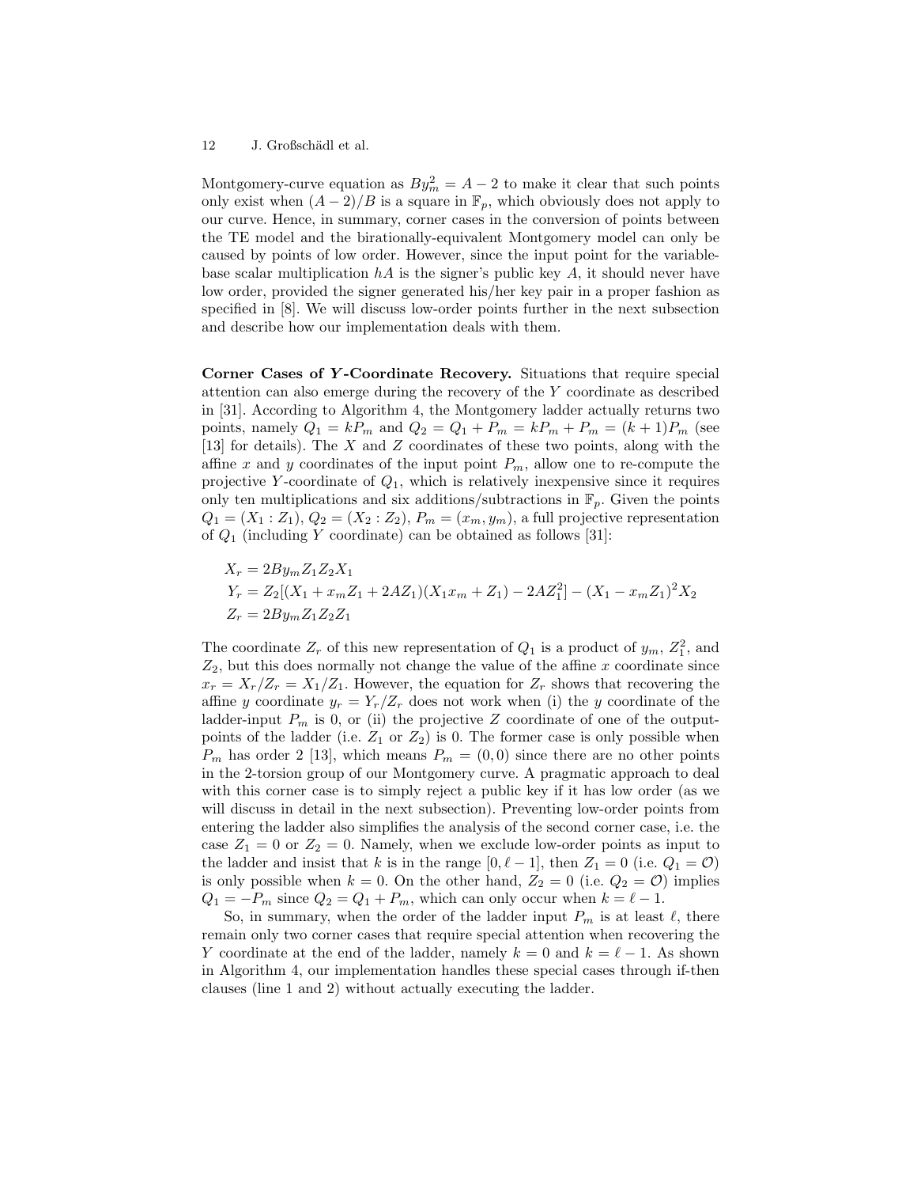Montgomery-curve equation as $By_m^2 = A - 2$ to make it clear that such points only exist when $(A-2)/B$ is a square in $\mathbb{F}_p$, which obviously does not apply to our curve. Hence, in summary, corner cases in the conversion of points between the TE model and the birationally-equivalent Montgomery model can only be caused by points of low order. However, since the input point for the variable-base scalar multiplication $hA$ is the signer's public key $A$, it should never have low order, provided the signer generated his/her key pair in a proper fashion as specified in [8]. We will discuss low-order points further in the next subsection and describe how our implementation deals with them.

**Corner Cases of $Y$-Coordinate Recovery.** Situations that require special attention can also emerge during the recovery of the $Y$ coordinate as described in [31]. According to Algorithm 4, the Montgomery ladder actually returns two points, namely $Q_1 = kP_m$ and $Q_2 = Q_1 + P_m = kP_m + P_m = (k+1)P_m$ (see [13] for details). The $X$ and $Z$ coordinates of these two points, along with the affine $x$ and $y$ coordinates of the input point $P_m$, allow one to re-compute the projective $Y$-coordinate of $Q_1$, which is relatively inexpensive since it requires only ten multiplications and six additions/subtractions in $\mathbb{F}_p$. Given the points $Q_1 = (X_1 : Z_1)$, $Q_2 = (X_2 : Z_2)$, $P_m = (x_m, y_m)$, a full projective representation of $Q_1$ (including $Y$ coordinate) can be obtained as follows [31]:

$$
\begin{aligned}
X_r &= 2By_m Z_1 Z_2 X_1 \\
Y_r &= Z_2[(X_1 + x_m Z_1 + 2AZ_1)(X_1 x_m + Z_1) - 2AZ_1^2] - (X_1 - x_m Z_1)^2 X_2 \\
Z_r &= 2By_m Z_1 Z_2 Z_1
\end{aligned}
$$

The coordinate $Z_r$ of this new representation of $Q_1$ is a product of $y_m$, $Z_1^2$, and $Z_2$, but this does normally not change the value of the affine $x$ coordinate since $x_r = X_r/Z_r = X_1/Z_1$. However, the equation for $Z_r$ shows that recovering the affine $y$ coordinate $y_r = Y_r/Z_r$ does not work when (i) the $y$ coordinate of the ladder-input $P_m$ is 0, or (ii) the projective $Z$ coordinate of one of the output-points of the ladder (i.e. $Z_1$ or $Z_2$) is 0. The former case is only possible when $P_m$ has order 2 [13], which means $P_m = (0, 0)$ since there are no other points in the 2-torsion group of our Montgomery curve. A pragmatic approach to deal with this corner case is to simply reject a public key if it has low order (as we will discuss in detail in the next subsection). Preventing low-order points from entering the ladder also simplifies the analysis of the second corner case, i.e. the case $Z_1 = 0$ or $Z_2 = 0$. Namely, when we exclude low-order points as input to the ladder and insist that $k$ is in the range $[0, \ell - 1]$, then $Z_1 = 0$ (i.e. $Q_1 = \mathcal{O}$) is only possible when $k = 0$. On the other hand, $Z_2 = 0$ (i.e. $Q_2 = \mathcal{O}$) implies $Q_1 = -P_m$ since $Q_2 = Q_1 + P_m$, which can only occur when $k = \ell - 1$.

So, in summary, when the order of the ladder input $P_m$ is at least $\ell$, there remain only two corner cases that require special attention when recovering the $Y$ coordinate at the end of the ladder, namely $k = 0$ and $k = \ell - 1$. As shown in Algorithm 4, our implementation handles these special cases through if-then clauses (line 1 and 2) without actually executing the ladder.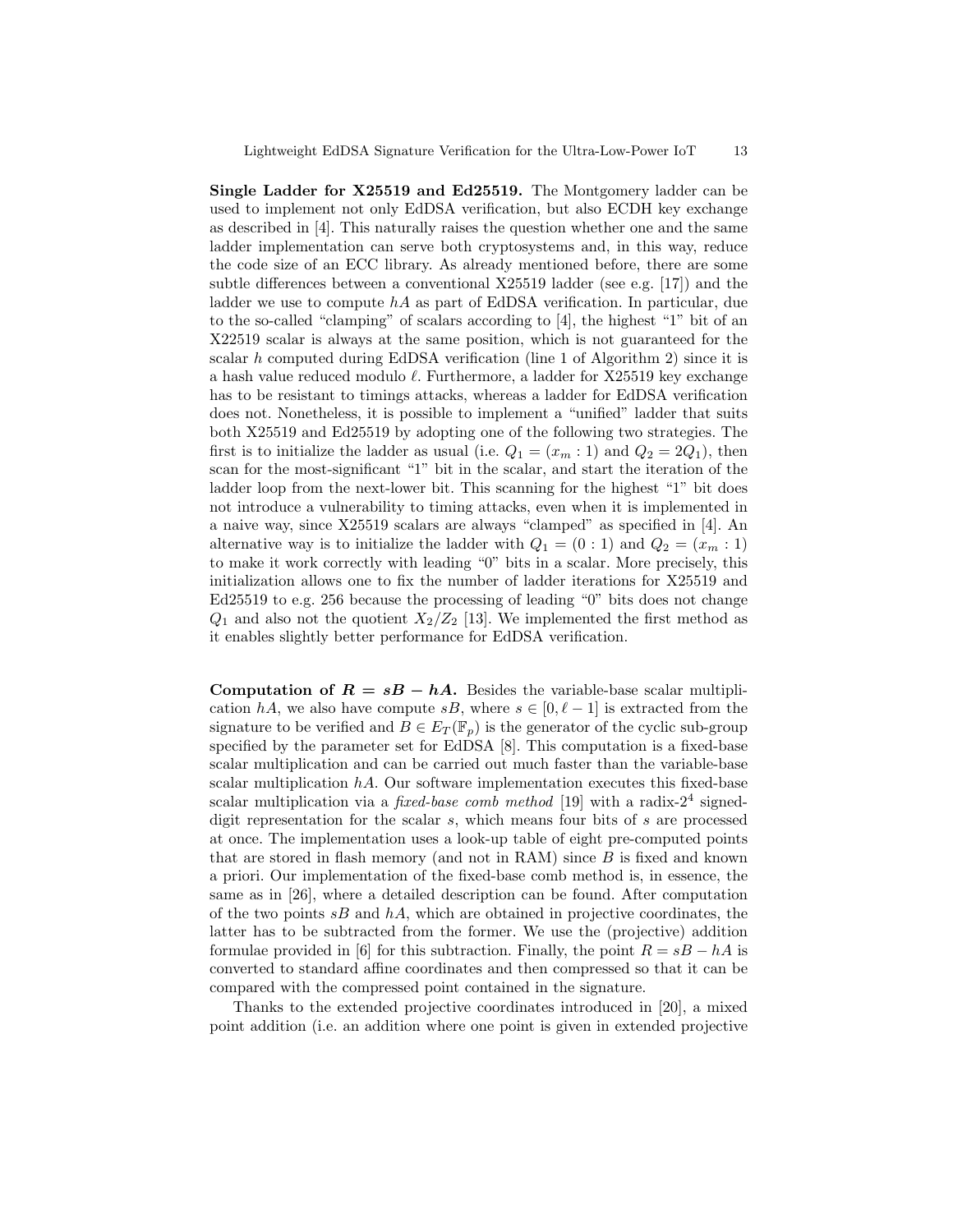**Single Ladder for X25519 and Ed25519.** The Montgomery ladder can be used to implement not only EdDSA verification, but also ECDH key exchange as described in [4]. This naturally raises the question whether one and the same ladder implementation can serve both cryptosystems and, in this way, reduce the code size of an ECC library. As already mentioned before, there are some subtle differences between a conventional X25519 ladder (see e.g. [17]) and the ladder we use to compute $hA$ as part of EdDSA verification. In particular, due to the so-called "clamping" of scalars according to [4], the highest "1" bit of an X22519 scalar is always at the same position, which is not guaranteed for the scalar $h$ computed during EdDSA verification (line 1 of Algorithm 2) since it is a hash value reduced modulo $\ell$. Furthermore, a ladder for X25519 key exchange has to be resistant to timings attacks, whereas a ladder for EdDSA verification does not. Nonetheless, it is possible to implement a "unified" ladder that suits both X25519 and Ed25519 by adopting one of the following two strategies. The first is to initialize the ladder as usual (i.e. $Q_1 = (x_m : 1)$ and $Q_2 = 2Q_1$), then scan for the most-significant "1" bit in the scalar, and start the iteration of the ladder loop from the next-lower bit. This scanning for the highest "1" bit does not introduce a vulnerability to timing attacks, even when it is implemented in a naive way, since X25519 scalars are always "clamped" as specified in [4]. An alternative way is to initialize the ladder with $Q_1 = (0 : 1)$ and $Q_2 = (x_m : 1)$ to make it work correctly with leading "0" bits in a scalar. More precisely, this initialization allows one to fix the number of ladder iterations for X25519 and Ed25519 to e.g. 256 because the processing of leading "0" bits does not change $Q_1$ and also not the quotient $X_2/Z_2$ [13]. We implemented the first method as it enables slightly better performance for EdDSA verification.

**Computation of $R = sB - hA$.** Besides the variable-base scalar multiplication $hA$, we also have compute $sB$, where $s \in [0, \ell - 1]$ is extracted from the signature to be verified and $B \in E_T(\mathbb{F}_p)$ is the generator of the cyclic sub-group specified by the parameter set for EdDSA [8]. This computation is a fixed-base scalar multiplication and can be carried out much faster than the variable-base scalar multiplication $hA$. Our software implementation executes this fixed-base scalar multiplication via a *fixed-base comb method* [19] with a radix-$2^4$ signed-digit representation for the scalar $s$, which means four bits of $s$ are processed at once. The implementation uses a look-up table of eight pre-computed points that are stored in flash memory (and not in RAM) since $B$ is fixed and known a priori. Our implementation of the fixed-base comb method is, in essence, the same as in [26], where a detailed description can be found. After computation of the two points $sB$ and $hA$, which are obtained in projective coordinates, the latter has to be subtracted from the former. We use the (projective) addition formulae provided in [6] for this subtraction. Finally, the point $R = sB - hA$ is converted to standard affine coordinates and then compressed so that it can be compared with the compressed point contained in the signature.

Thanks to the extended projective coordinates introduced in [20], a mixed point addition (i.e. an addition where one point is given in extended projective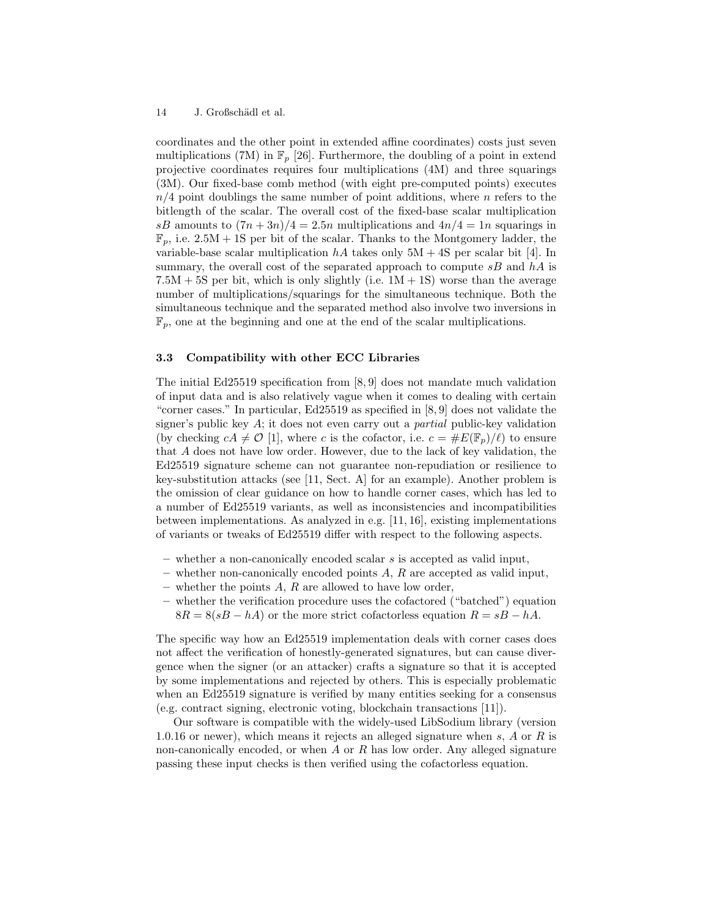coordinates and the other point in extended affine coordinates) costs just seven multiplications (7M) in $\mathbb{F}_p$ [26]. Furthermore, the doubling of a point in extend projective coordinates requires four multiplications (4M) and three squarings (3M). Our fixed-base comb method (with eight pre-computed points) executes $n/4$ point doublings the same number of point additions, where $n$ refers to the bitlength of the scalar. The overall cost of the fixed-base scalar multiplication $sB$ amounts to $(7n + 3n)/4 = 2.5n$ multiplications and $4n/4 = 1n$ squarings in $\mathbb{F}_p$, i.e. $2.5\text{M} + 1\text{S}$ per bit of the scalar. Thanks to the Montgomery ladder, the variable-base scalar multiplication $hA$ takes only $5\text{M} + 4\text{S}$ per scalar bit [4]. In summary, the overall cost of the separated approach to compute $sB$ and $hA$ is $7.5\text{M} + 5\text{S}$ per bit, which is only slightly (i.e. $1\text{M} + 1\text{S}$) worse than the average number of multiplications/squarings for the simultaneous technique. Both the simultaneous technique and the separated method also involve two inversions in $\mathbb{F}_p$, one at the beginning and one at the end of the scalar multiplications.

### 3.3 Compatibility with other ECC Libraries

The initial Ed25519 specification from [8, 9] does not mandate much validation of input data and is also relatively vague when it comes to dealing with certain "corner cases." In particular, Ed25519 as specified in [8, 9] does not validate the signer's public key $A$; it does not even carry out a *partial* public-key validation (by checking $cA \neq \mathcal{O}$ [1], where $c$ is the cofactor, i.e. $c = \#E(\mathbb{F}_p)/\ell$) to ensure that $A$ does not have low order. However, due to the lack of key validation, the Ed25519 signature scheme can not guarantee non-repudiation or resilience to key-substitution attacks (see [11, Sect. A] for an example). Another problem is the omission of clear guidance on how to handle corner cases, which has led to a number of Ed25519 variants, as well as inconsistencies and incompatibilities between implementations. As analyzed in e.g. [11, 16], existing implementations of variants or tweaks of Ed25519 differ with respect to the following aspects.

- whether a non-canonically encoded scalar $s$ is accepted as valid input,
- whether non-canonically encoded points $A$, $R$ are accepted as valid input,
- whether the points $A$, $R$ are allowed to have low order,
- whether the verification procedure uses the cofactored ("batched") equation $8R = 8(sB - hA)$ or the more strict cofactorless equation $R = sB - hA$.

The specific way how an Ed25519 implementation deals with corner cases does not affect the verification of honestly-generated signatures, but can cause divergence when the signer (or an attacker) crafts a signature so that it is accepted by some implementations and rejected by others. This is especially problematic when an Ed25519 signature is verified by many entities seeking for a consensus (e.g. contract signing, electronic voting, blockchain transactions [11]).

Our software is compatible with the widely-used LibSodium library (version 1.0.16 or newer), which means it rejects an alleged signature when $s$, $A$ or $R$ is non-canonically encoded, or when $A$ or $R$ has low order. Any alleged signature passing these input checks is then verified using the cofactorless equation.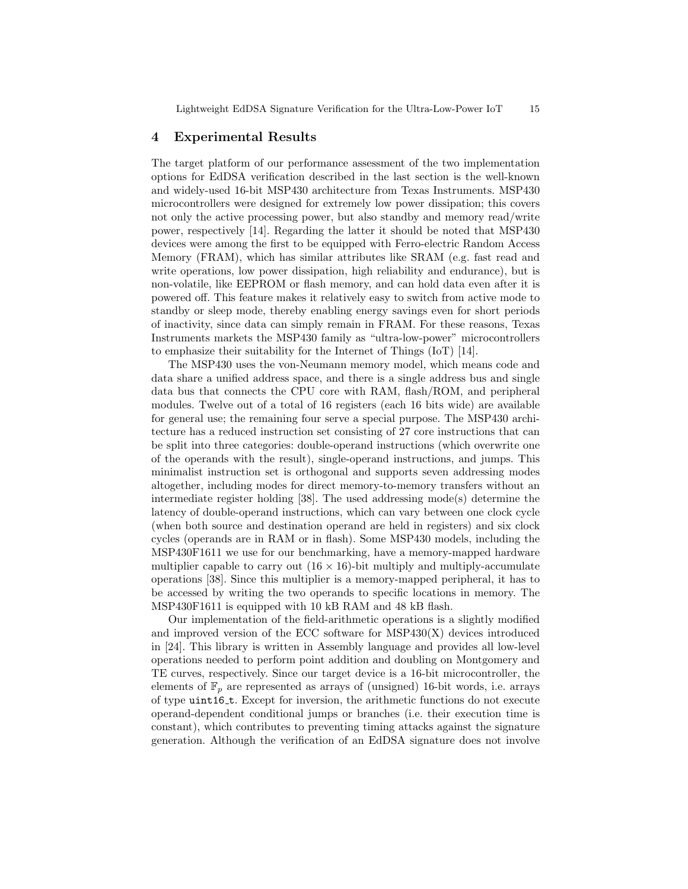## 4 Experimental Results

The target platform of our performance assessment of the two implementation options for EdDSA verification described in the last section is the well-known and widely-used 16-bit MSP430 architecture from Texas Instruments. MSP430 microcontrollers were designed for extremely low power dissipation; this covers not only the active processing power, but also standby and memory read/write power, respectively [14]. Regarding the latter it should be noted that MSP430 devices were among the first to be equipped with Ferro-electric Random Access Memory (FRAM), which has similar attributes like SRAM (e.g. fast read and write operations, low power dissipation, high reliability and endurance), but is non-volatile, like EEPROM or flash memory, and can hold data even after it is powered off. This feature makes it relatively easy to switch from active mode to standby or sleep mode, thereby enabling energy savings even for short periods of inactivity, since data can simply remain in FRAM. For these reasons, Texas Instruments markets the MSP430 family as "ultra-low-power" microcontrollers to emphasize their suitability for the Internet of Things (IoT) [14].

The MSP430 uses the von-Neumann memory model, which means code and data share a unified address space, and there is a single address bus and single data bus that connects the CPU core with RAM, flash/ROM, and peripheral modules. Twelve out of a total of 16 registers (each 16 bits wide) are available for general use; the remaining four serve a special purpose. The MSP430 architecture has a reduced instruction set consisting of 27 core instructions that can be split into three categories: double-operand instructions (which overwrite one of the operands with the result), single-operand instructions, and jumps. This minimalist instruction set is orthogonal and supports seven addressing modes altogether, including modes for direct memory-to-memory transfers without an intermediate register holding [38]. The used addressing mode(s) determine the latency of double-operand instructions, which can vary between one clock cycle (when both source and destination operand are held in registers) and six clock cycles (operands are in RAM or in flash). Some MSP430 models, including the MSP430F1611 we use for our benchmarking, have a memory-mapped hardware multiplier capable to carry out $(16 \times 16)$-bit multiply and multiply-accumulate operations [38]. Since this multiplier is a memory-mapped peripheral, it has to be accessed by writing the two operands to specific locations in memory. The MSP430F1611 is equipped with 10 kB RAM and 48 kB flash.

Our implementation of the field-arithmetic operations is a slightly modified and improved version of the ECC software for MSP430(X) devices introduced in [24]. This library is written in Assembly language and provides all low-level operations needed to perform point addition and doubling on Montgomery and TE curves, respectively. Since our target device is a 16-bit microcontroller, the elements of $\mathbb{F}_p$ are represented as arrays of (unsigned) 16-bit words, i.e. arrays of type `uint16_t`. Except for inversion, the arithmetic functions do not execute operand-dependent conditional jumps or branches (i.e. their execution time is constant), which contributes to preventing timing attacks against the signature generation. Although the verification of an EdDSA signature does not involve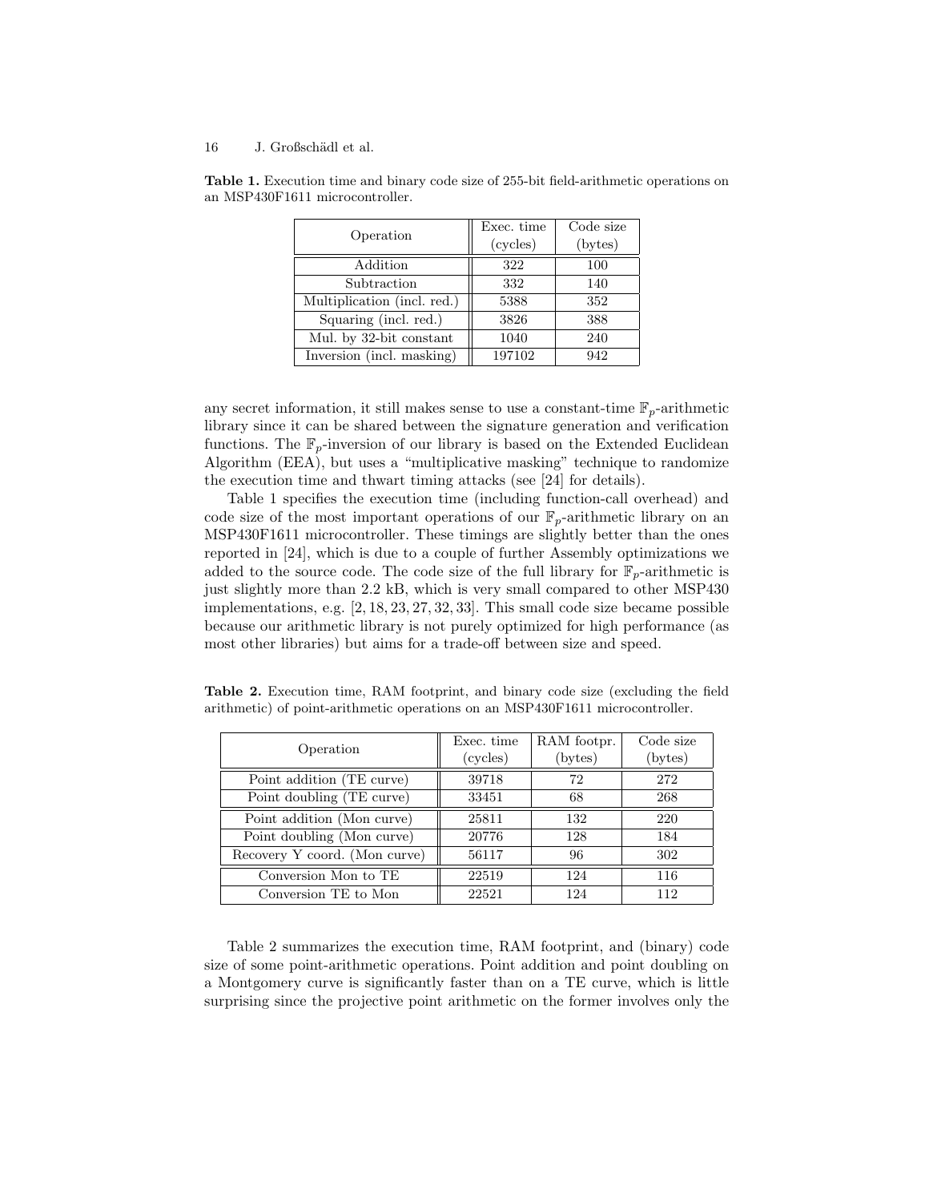**Table 1.** Execution time and binary code size of 255-bit field-arithmetic operations on an MSP430F1611 microcontroller.

| Operation | Exec. time (cycles) | Code size (bytes) |
| --- | --- | --- |
| Addition | 322 | 100 |
| Subtraction | 332 | 140 |
| Multiplication (incl. red.) | 5388 | 352 |
| Squaring (incl. red.) | 3826 | 388 |
| Mul. by 32-bit constant | 1040 | 240 |
| Inversion (incl. masking) | 197102 | 942 |

any secret information, it still makes sense to use a constant-time $\mathbb{F}_p$-arithmetic library since it can be shared between the signature generation and verification functions. The $\mathbb{F}_p$-inversion of our library is based on the Extended Euclidean Algorithm (EEA), but uses a "multiplicative masking" technique to randomize the execution time and thwart timing attacks (see [24] for details).

Table 1 specifies the execution time (including function-call overhead) and code size of the most important operations of our $\mathbb{F}_p$-arithmetic library on an MSP430F1611 microcontroller. These timings are slightly better than the ones reported in [24], which is due to a couple of further Assembly optimizations we added to the source code. The code size of the full library for $\mathbb{F}_p$-arithmetic is just slightly more than 2.2 kB, which is very small compared to other MSP430 implementations, e.g. [2, 18, 23, 27, 32, 33]. This small code size became possible because our arithmetic library is not purely optimized for high performance (as most other libraries) but aims for a trade-off between size and speed.

**Table 2.** Execution time, RAM footprint, and binary code size (excluding the field arithmetic) of point-arithmetic operations on an MSP430F1611 microcontroller.

| Operation | Exec. time (cycles) | RAM footpr. (bytes) | Code size (bytes) |
| --- | --- | --- | --- |
| Point addition (TE curve) | 39718 | 72 | 272 |
| Point doubling (TE curve) | 33451 | 68 | 268 |
| Point addition (Mon curve) | 25811 | 132 | 220 |
| Point doubling (Mon curve) | 20776 | 128 | 184 |
| Recovery Y coord. (Mon curve) | 56117 | 96 | 302 |
| Conversion Mon to TE | 22519 | 124 | 116 |
| Conversion TE to Mon | 22521 | 124 | 112 |

Table 2 summarizes the execution time, RAM footprint, and (binary) code size of some point-arithmetic operations. Point addition and point doubling on a Montgomery curve is significantly faster than on a TE curve, which is little surprising since the projective point arithmetic on the former involves only the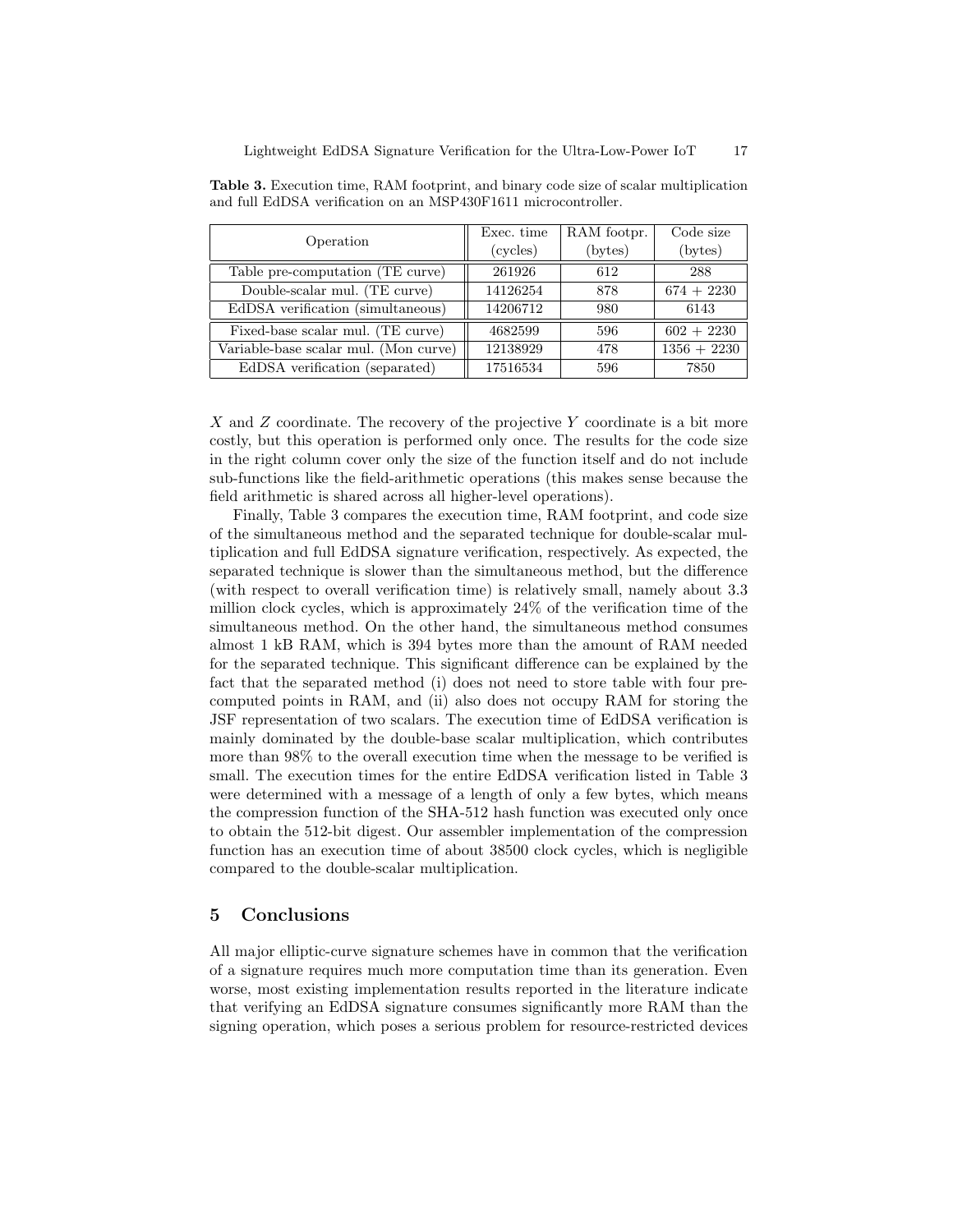**Table 3.** Execution time, RAM footprint, and binary code size of scalar multiplication and full EdDSA verification on an MSP430F1611 microcontroller.

| Operation | Exec. time (cycles) | RAM footpr. (bytes) | Code size (bytes) |
|---|---|---|---|
| Table pre-computation (TE curve) | 261926 | 612 | 288 |
| Double-scalar mul. (TE curve) | 14126254 | 878 | 674 + 2230 |
| EdDSA verification (simultaneous) | 14206712 | 980 | 6143 |
| Fixed-base scalar mul. (TE curve) | 4682599 | 596 | 602 + 2230 |
| Variable-base scalar mul. (Mon curve) | 12138929 | 478 | 1356 + 2230 |
| EdDSA verification (separated) | 17516534 | 596 | 7850 |

$X$ and $Z$ coordinate. The recovery of the projective $Y$ coordinate is a bit more costly, but this operation is performed only once. The results for the code size in the right column cover only the size of the function itself and do not include sub-functions like the field-arithmetic operations (this makes sense because the field arithmetic is shared across all higher-level operations).

Finally, Table 3 compares the execution time, RAM footprint, and code size of the simultaneous method and the separated technique for double-scalar multiplication and full EdDSA signature verification, respectively. As expected, the separated technique is slower than the simultaneous method, but the difference (with respect to overall verification time) is relatively small, namely about 3.3 million clock cycles, which is approximately 24% of the verification time of the simultaneous method. On the other hand, the simultaneous method consumes almost 1 kB RAM, which is 394 bytes more than the amount of RAM needed for the separated technique. This significant difference can be explained by the fact that the separated method (i) does not need to store table with four pre-computed points in RAM, and (ii) also does not occupy RAM for storing the JSF representation of two scalars. The execution time of EdDSA verification is mainly dominated by the double-base scalar multiplication, which contributes more than 98% to the overall execution time when the message to be verified is small. The execution times for the entire EdDSA verification listed in Table 3 were determined with a message of a length of only a few bytes, which means the compression function of the SHA-512 hash function was executed only once to obtain the 512-bit digest. Our assembler implementation of the compression function has an execution time of about 38500 clock cycles, which is negligible compared to the double-scalar multiplication.

## 5 Conclusions

All major elliptic-curve signature schemes have in common that the verification of a signature requires much more computation time than its generation. Even worse, most existing implementation results reported in the literature indicate that verifying an EdDSA signature consumes significantly more RAM than the signing operation, which poses a serious problem for resource-restricted devices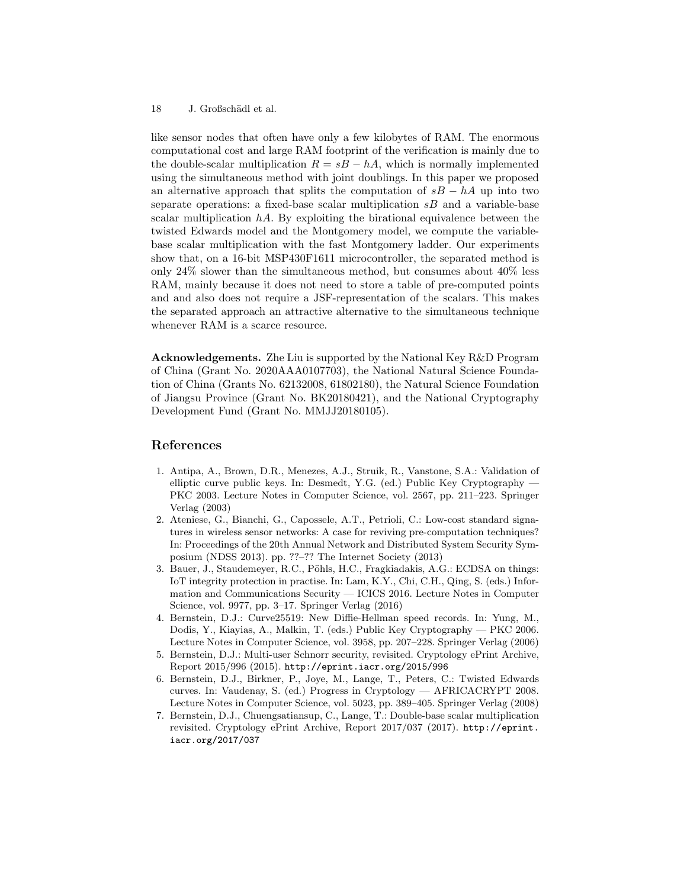like sensor nodes that often have only a few kilobytes of RAM. The enormous computational cost and large RAM footprint of the verification is mainly due to the double-scalar multiplication $R = sB - hA$, which is normally implemented using the simultaneous method with joint doublings. In this paper we proposed an alternative approach that splits the computation of $sB - hA$ up into two separate operations: a fixed-base scalar multiplication $sB$ and a variable-base scalar multiplication $hA$. By exploiting the birational equivalence between the twisted Edwards model and the Montgomery model, we compute the variable-base scalar multiplication with the fast Montgomery ladder. Our experiments show that, on a 16-bit MSP430F1611 microcontroller, the separated method is only 24% slower than the simultaneous method, but consumes about 40% less RAM, mainly because it does not need to store a table of pre-computed points and and also does not require a JSF-representation of the scalars. This makes the separated approach an attractive alternative to the simultaneous technique whenever RAM is a scarce resource.

**Acknowledgements.** Zhe Liu is supported by the National Key R&D Program of China (Grant No. 2020AAA0107703), the National Natural Science Foundation of China (Grants No. 62132008, 61802180), the Natural Science Foundation of Jiangsu Province (Grant No. BK20180421), and the National Cryptography Development Fund (Grant No. MMJJ20180105).

## References

1. Antipa, A., Brown, D.R., Menezes, A.J., Struik, R., Vanstone, S.A.: Validation of elliptic curve public keys. In: Desmedt, Y.G. (ed.) Public Key Cryptography — PKC 2003. Lecture Notes in Computer Science, vol. 2567, pp. 211–223. Springer Verlag (2003)
2. Ateniese, G., Bianchi, G., Capossele, A.T., Petrioli, C.: Low-cost standard signatures in wireless sensor networks: A case for reviving pre-computation techniques? In: Proceedings of the 20th Annual Network and Distributed System Security Symposium (NDSS 2013). pp. ??–?? The Internet Society (2013)
3. Bauer, J., Staudemeyer, R.C., Pöhls, H.C., Fragkiadakis, A.G.: ECDSA on things: IoT integrity protection in practise. In: Lam, K.Y., Chi, C.H., Qing, S. (eds.) Information and Communications Security — ICICS 2016. Lecture Notes in Computer Science, vol. 9977, pp. 3–17. Springer Verlag (2016)
4. Bernstein, D.J.: Curve25519: New Diffie-Hellman speed records. In: Yung, M., Dodis, Y., Kiayias, A., Malkin, T. (eds.) Public Key Cryptography — PKC 2006. Lecture Notes in Computer Science, vol. 3958, pp. 207–228. Springer Verlag (2006)
5. Bernstein, D.J.: Multi-user Schnorr security, revisited. Cryptology ePrint Archive, Report 2015/996 (2015). http://eprint.iacr.org/2015/996
6. Bernstein, D.J., Birkner, P., Joye, M., Lange, T., Peters, C.: Twisted Edwards curves. In: Vaudenay, S. (ed.) Progress in Cryptology — AFRICACRYPT 2008. Lecture Notes in Computer Science, vol. 5023, pp. 389–405. Springer Verlag (2008)
7. Bernstein, D.J., Chuengsatiansup, C., Lange, T.: Double-base scalar multiplication revisited. Cryptology ePrint Archive, Report 2017/037 (2017). http://eprint.iacr.org/2017/037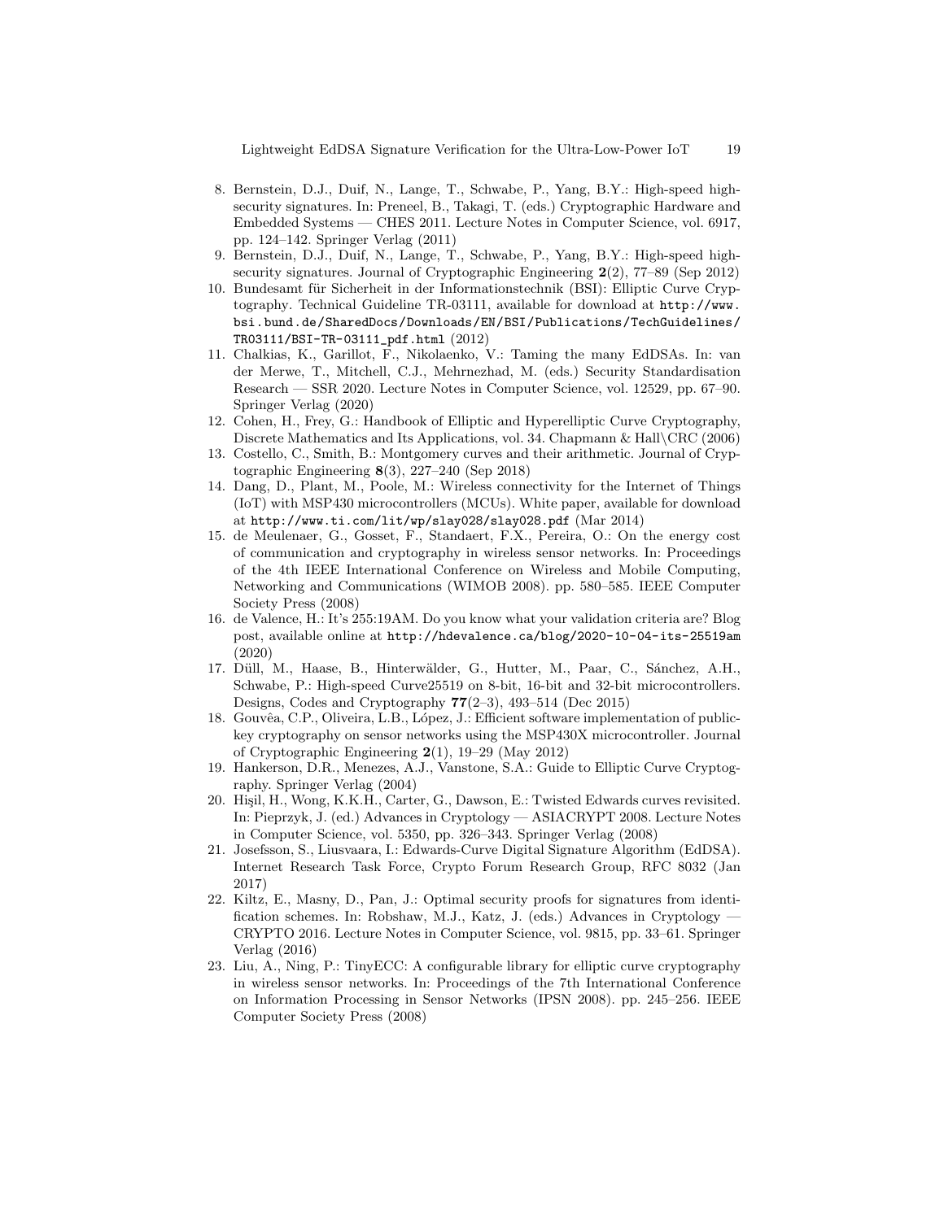8. Bernstein, D.J., Duif, N., Lange, T., Schwabe, P., Yang, B.Y.: High-speed high-security signatures. In: Preneel, B., Takagi, T. (eds.) Cryptographic Hardware and Embedded Systems — CHES 2011. Lecture Notes in Computer Science, vol. 6917, pp. 124–142. Springer Verlag (2011)
9. Bernstein, D.J., Duif, N., Lange, T., Schwabe, P., Yang, B.Y.: High-speed high-security signatures. Journal of Cryptographic Engineering **2**(2), 77–89 (Sep 2012)
10. Bundesamt für Sicherheit in der Informationstechnik (BSI): Elliptic Curve Cryptography. Technical Guideline TR-03111, available for download at `http://www.bsi.bund.de/SharedDocs/Downloads/EN/BSI/Publications/TechGuidelines/TR03111/BSI-TR-03111_pdf.html` (2012)
11. Chalkias, K., Garillot, F., Nikolaenko, V.: Taming the many EdDSAs. In: van der Merwe, T., Mitchell, C.J., Mehrnezhad, M. (eds.) Security Standardisation Research — SSR 2020. Lecture Notes in Computer Science, vol. 12529, pp. 67–90. Springer Verlag (2020)
12. Cohen, H., Frey, G.: Handbook of Elliptic and Hyperelliptic Curve Cryptography, Discrete Mathematics and Its Applications, vol. 34. Chapmann & Hall\CRC (2006)
13. Costello, C., Smith, B.: Montgomery curves and their arithmetic. Journal of Cryptographic Engineering **8**(3), 227–240 (Sep 2018)
14. Dang, D., Plant, M., Poole, M.: Wireless connectivity for the Internet of Things (IoT) with MSP430 microcontrollers (MCUs). White paper, available for download at `http://www.ti.com/lit/wp/slay028/slay028.pdf` (Mar 2014)
15. de Meulenaer, G., Gosset, F., Standaert, F.X., Pereira, O.: On the energy cost of communication and cryptography in wireless sensor networks. In: Proceedings of the 4th IEEE International Conference on Wireless and Mobile Computing, Networking and Communications (WIMOB 2008). pp. 580–585. IEEE Computer Society Press (2008)
16. de Valence, H.: It's 255:19AM. Do you know what your validation criteria are? Blog post, available online at `http://hdevalence.ca/blog/2020-10-04-its-25519am` (2020)
17. Düll, M., Haase, B., Hinterwälder, G., Hutter, M., Paar, C., Sánchez, A.H., Schwabe, P.: High-speed Curve25519 on 8-bit, 16-bit and 32-bit microcontrollers. Designs, Codes and Cryptography **77**(2–3), 493–514 (Dec 2015)
18. Gouvêa, C.P., Oliveira, L.B., López, J.: Efficient software implementation of public-key cryptography on sensor networks using the MSP430X microcontroller. Journal of Cryptographic Engineering **2**(1), 19–29 (May 2012)
19. Hankerson, D.R., Menezes, A.J., Vanstone, S.A.: Guide to Elliptic Curve Cryptography. Springer Verlag (2004)
20. Hişil, H., Wong, K.K.H., Carter, G., Dawson, E.: Twisted Edwards curves revisited. In: Pieprzyk, J. (ed.) Advances in Cryptology — ASIACRYPT 2008. Lecture Notes in Computer Science, vol. 5350, pp. 326–343. Springer Verlag (2008)
21. Josefsson, S., Liusvaara, I.: Edwards-Curve Digital Signature Algorithm (EdDSA). Internet Research Task Force, Crypto Forum Research Group, RFC 8032 (Jan 2017)
22. Kiltz, E., Masny, D., Pan, J.: Optimal security proofs for signatures from identification schemes. In: Robshaw, M.J., Katz, J. (eds.) Advances in Cryptology — CRYPTO 2016. Lecture Notes in Computer Science, vol. 9815, pp. 33–61. Springer Verlag (2016)
23. Liu, A., Ning, P.: TinyECC: A configurable library for elliptic curve cryptography in wireless sensor networks. In: Proceedings of the 7th International Conference on Information Processing in Sensor Networks (IPSN 2008). pp. 245–256. IEEE Computer Society Press (2008)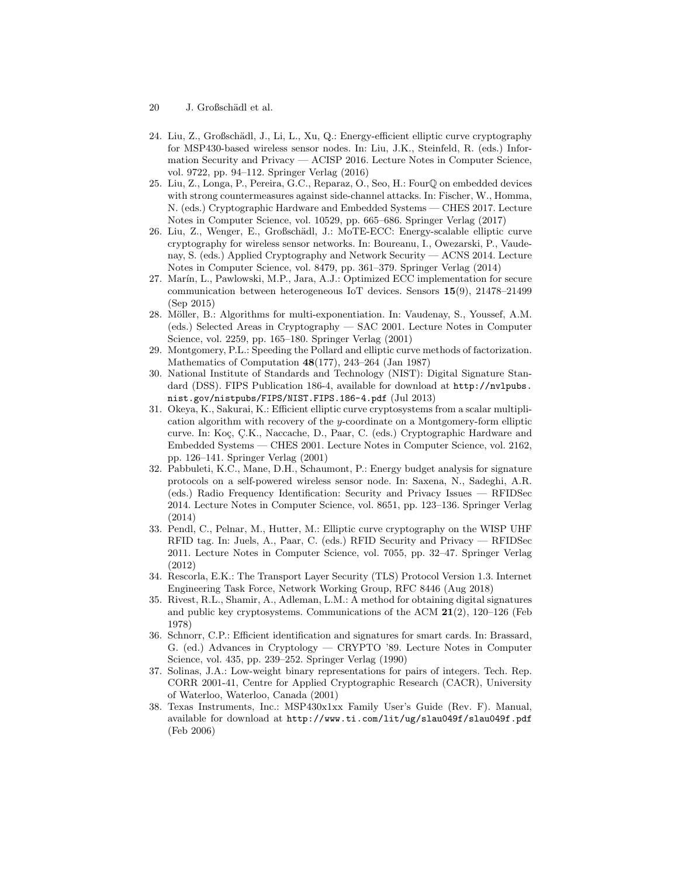24. Liu, Z., Großschädl, J., Li, L., Xu, Q.: Energy-efficient elliptic curve cryptography for MSP430-based wireless sensor nodes. In: Liu, J.K., Steinfeld, R. (eds.) Information Security and Privacy — ACISP 2016. Lecture Notes in Computer Science, vol. 9722, pp. 94–112. Springer Verlag (2016)
25. Liu, Z., Longa, P., Pereira, G.C., Reparaz, O., Seo, H.: FourQ on embedded devices with strong countermeasures against side-channel attacks. In: Fischer, W., Homma, N. (eds.) Cryptographic Hardware and Embedded Systems — CHES 2017. Lecture Notes in Computer Science, vol. 10529, pp. 665–686. Springer Verlag (2017)
26. Liu, Z., Wenger, E., Großschädl, J.: MoTE-ECC: Energy-scalable elliptic curve cryptography for wireless sensor networks. In: Boureanu, I., Owezarski, P., Vaudenay, S. (eds.) Applied Cryptography and Network Security — ACNS 2014. Lecture Notes in Computer Science, vol. 8479, pp. 361–379. Springer Verlag (2014)
27. Marín, L., Pawlowski, M.P., Jara, A.J.: Optimized ECC implementation for secure communication between heterogeneous IoT devices. Sensors **15**(9), 21478–21499 (Sep 2015)
28. Möller, B.: Algorithms for multi-exponentiation. In: Vaudenay, S., Youssef, A.M. (eds.) Selected Areas in Cryptography — SAC 2001. Lecture Notes in Computer Science, vol. 2259, pp. 165–180. Springer Verlag (2001)
29. Montgomery, P.L.: Speeding the Pollard and elliptic curve methods of factorization. Mathematics of Computation **48**(177), 243–264 (Jan 1987)
30. National Institute of Standards and Technology (NIST): Digital Signature Standard (DSS). FIPS Publication 186-4, available for download at `http://nvlpubs.nist.gov/nistpubs/FIPS/NIST.FIPS.186-4.pdf` (Jul 2013)
31. Okeya, K., Sakurai, K.: Efficient elliptic curve cryptosystems from a scalar multiplication algorithm with recovery of the $y$-coordinate on a Montgomery-form elliptic curve. In: Koç, Ç.K., Naccache, D., Paar, C. (eds.) Cryptographic Hardware and Embedded Systems — CHES 2001. Lecture Notes in Computer Science, vol. 2162, pp. 126–141. Springer Verlag (2001)
32. Pabbuleti, K.C., Mane, D.H., Schaumont, P.: Energy budget analysis for signature protocols on a self-powered wireless sensor node. In: Saxena, N., Sadeghi, A.R. (eds.) Radio Frequency Identification: Security and Privacy Issues — RFIDSec 2014. Lecture Notes in Computer Science, vol. 8651, pp. 123–136. Springer Verlag (2014)
33. Pendl, C., Pelnar, M., Hutter, M.: Elliptic curve cryptography on the WISP UHF RFID tag. In: Juels, A., Paar, C. (eds.) RFID Security and Privacy — RFIDSec 2011. Lecture Notes in Computer Science, vol. 7055, pp. 32–47. Springer Verlag (2012)
34. Rescorla, E.K.: The Transport Layer Security (TLS) Protocol Version 1.3. Internet Engineering Task Force, Network Working Group, RFC 8446 (Aug 2018)
35. Rivest, R.L., Shamir, A., Adleman, L.M.: A method for obtaining digital signatures and public key cryptosystems. Communications of the ACM **21**(2), 120–126 (Feb 1978)
36. Schnorr, C.P.: Efficient identification and signatures for smart cards. In: Brassard, G. (ed.) Advances in Cryptology — CRYPTO '89. Lecture Notes in Computer Science, vol. 435, pp. 239–252. Springer Verlag (1990)
37. Solinas, J.A.: Low-weight binary representations for pairs of integers. Tech. Rep. CORR 2001-41, Centre for Applied Cryptographic Research (CACR), University of Waterloo, Waterloo, Canada (2001)
38. Texas Instruments, Inc.: MSP430x1xx Family User's Guide (Rev. F). Manual, available for download at `http://www.ti.com/lit/ug/slau049f/slau049f.pdf` (Feb 2006)